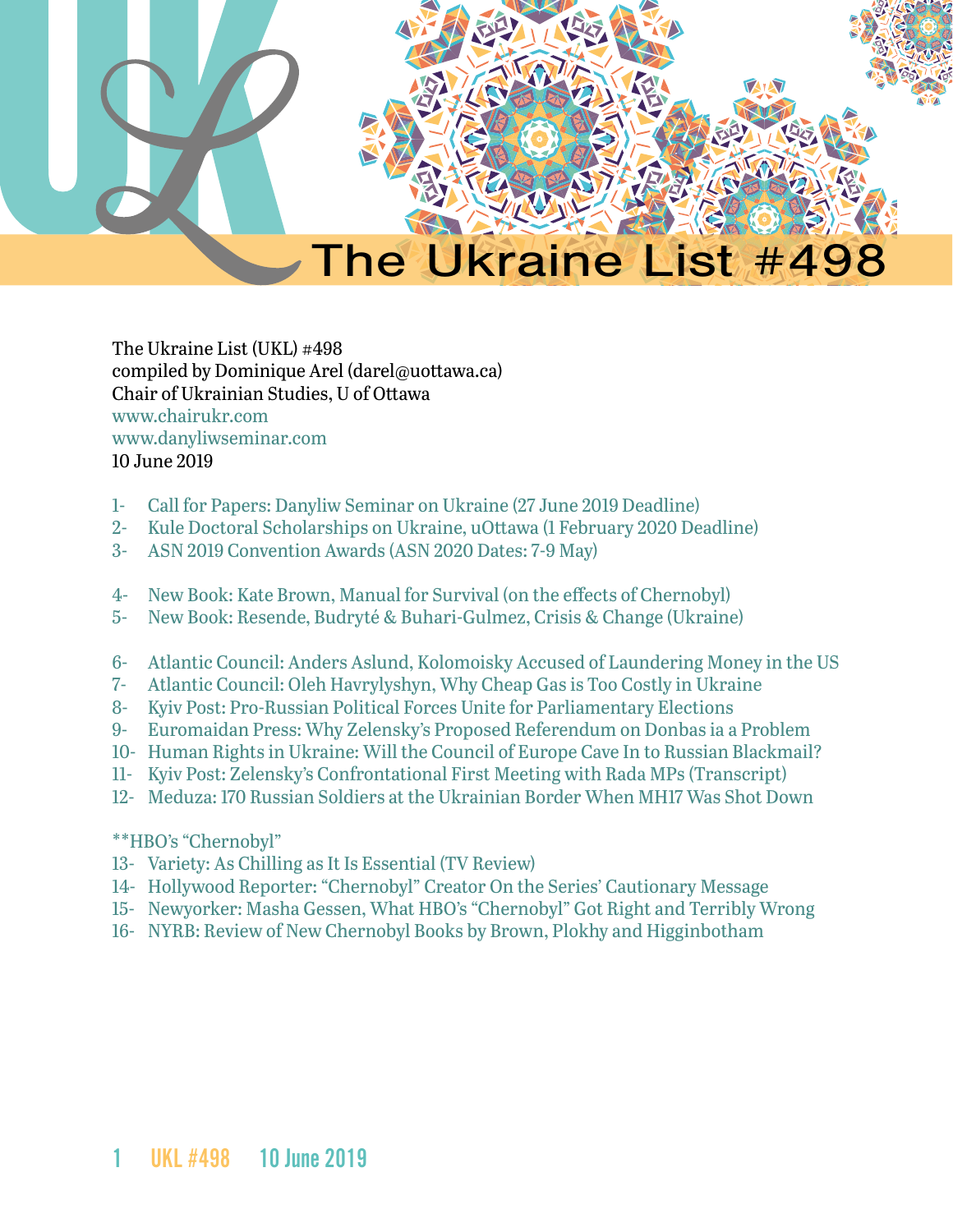# The Ukraine List #498

The Ukraine List (UKL) #498
compiled by Dominique Arel (darel@uottawa.ca)
Chair of Ukrainian Studies, U of Ottawa
www.chairukr.com
www.danyliwseminar.com
10 June 2019

1- Call for Papers: Danyliw Seminar on Ukraine (27 June 2019 Deadline)
2- Kule Doctoral Scholarships on Ukraine, uOttawa (1 February 2020 Deadline)
3- ASN 2019 Convention Awards (ASN 2020 Dates: 7-9 May)

4- New Book: Kate Brown, Manual for Survival (on the effects of Chernobyl)
5- New Book: Resende, Budryté & Buhari-Gulmez, Crisis & Change (Ukraine)

6- Atlantic Council: Anders Aslund, Kolomoisky Accused of Laundering Money in the US
7- Atlantic Council: Oleh Havrylyshyn, Why Cheap Gas is Too Costly in Ukraine
8- Kyiv Post: Pro-Russian Political Forces Unite for Parliamentary Elections
9- Euromaidan Press: Why Zelensky's Proposed Referendum on Donbas ia a Problem
10- Human Rights in Ukraine: Will the Council of Europe Cave In to Russian Blackmail?
11- Kyiv Post: Zelensky's Confrontational First Meeting with Rada MPs (Transcript)
12- Meduza: 170 Russian Soldiers at the Ukrainian Border When MH17 Was Shot Down

**HBO's "Chernobyl"
13- Variety: As Chilling as It Is Essential (TV Review)
14- Hollywood Reporter: "Chernobyl" Creator On the Series' Cautionary Message
15- Newyorker: Masha Gessen, What HBO's "Chernobyl" Got Right and Terribly Wrong
16- NYRB: Review of New Chernobyl Books by Brown, Plokhy and Higginbotham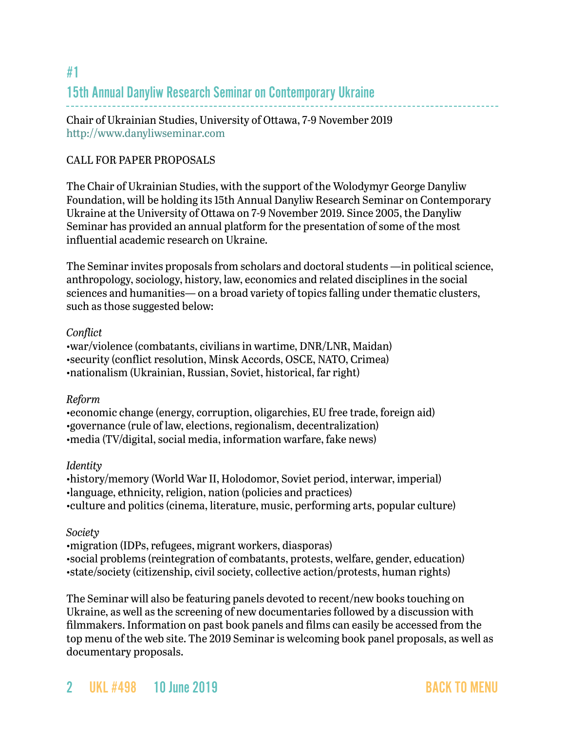## #1

## 15th Annual Danyliw Research Seminar on Contemporary Ukraine

Chair of Ukrainian Studies, University of Ottawa, 7-9 November 2019
http://www.danyliwseminar.com

CALL FOR PAPER PROPOSALS

The Chair of Ukrainian Studies, with the support of the Wolodymyr George Danyliw Foundation, will be holding its 15th Annual Danyliw Research Seminar on Contemporary Ukraine at the University of Ottawa on 7-9 November 2019. Since 2005, the Danyliw Seminar has provided an annual platform for the presentation of some of the most influential academic research on Ukraine.

The Seminar invites proposals from scholars and doctoral students —in political science, anthropology, sociology, history, law, economics and related disciplines in the social sciences and humanities— on a broad variety of topics falling under thematic clusters, such as those suggested below:

*Conflict*
•war/violence (combatants, civilians in wartime, DNR/LNR, Maidan)
•security (conflict resolution, Minsk Accords, OSCE, NATO, Crimea)
•nationalism (Ukrainian, Russian, Soviet, historical, far right)

*Reform*
•economic change (energy, corruption, oligarchies, EU free trade, foreign aid)
•governance (rule of law, elections, regionalism, decentralization)
•media (TV/digital, social media, information warfare, fake news)

*Identity*
•history/memory (World War II, Holodomor, Soviet period, interwar, imperial)
•language, ethnicity, religion, nation (policies and practices)
•culture and politics (cinema, literature, music, performing arts, popular culture)

*Society*
•migration (IDPs, refugees, migrant workers, diasporas)
•social problems (reintegration of combatants, protests, welfare, gender, education)
•state/society (citizenship, civil society, collective action/protests, human rights)

The Seminar will also be featuring panels devoted to recent/new books touching on Ukraine, as well as the screening of new documentaries followed by a discussion with filmmakers. Information on past book panels and films can easily be accessed from the top menu of the web site. The 2019 Seminar is welcoming book panel proposals, as well as documentary proposals.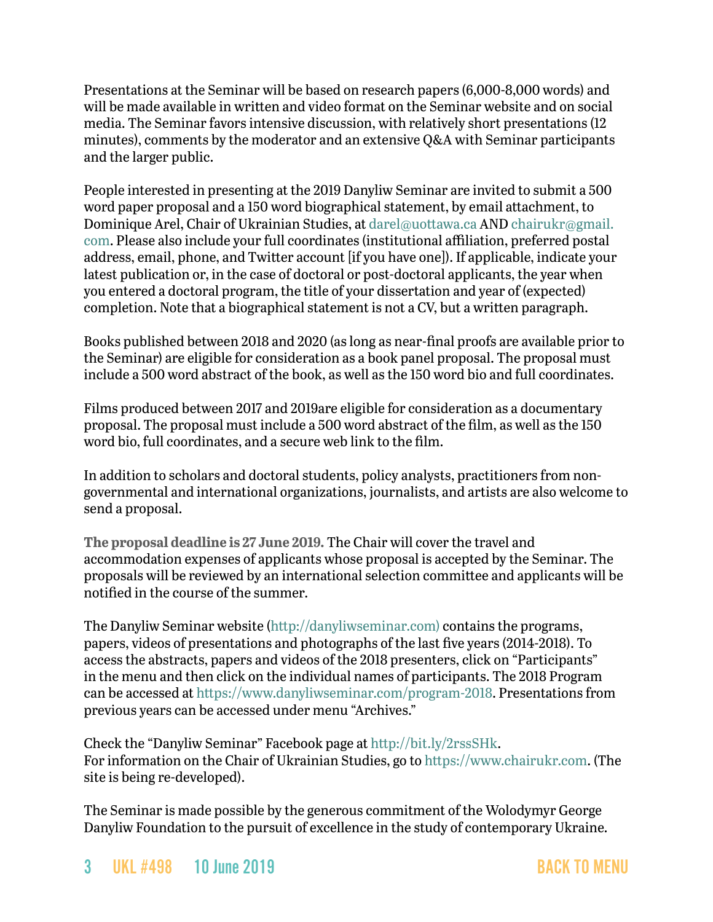Presentations at the Seminar will be based on research papers (6,000-8,000 words) and will be made available in written and video format on the Seminar website and on social media. The Seminar favors intensive discussion, with relatively short presentations (12 minutes), comments by the moderator and an extensive Q&A with Seminar participants and the larger public.

People interested in presenting at the 2019 Danyliw Seminar are invited to submit a 500 word paper proposal and a 150 word biographical statement, by email attachment, to Dominique Arel, Chair of Ukrainian Studies, at darel@uottawa.ca AND chairukr@gmail.com. Please also include your full coordinates (institutional affiliation, preferred postal address, email, phone, and Twitter account [if you have one]). If applicable, indicate your latest publication or, in the case of doctoral or post-doctoral applicants, the year when you entered a doctoral program, the title of your dissertation and year of (expected) completion. Note that a biographical statement is not a CV, but a written paragraph.

Books published between 2018 and 2020 (as long as near-final proofs are available prior to the Seminar) are eligible for consideration as a book panel proposal. The proposal must include a 500 word abstract of the book, as well as the 150 word bio and full coordinates.

Films produced between 2017 and 2019are eligible for consideration as a documentary proposal. The proposal must include a 500 word abstract of the film, as well as the 150 word bio, full coordinates, and a secure web link to the film.

In addition to scholars and doctoral students, policy analysts, practitioners from non-governmental and international organizations, journalists, and artists are also welcome to send a proposal.

**The proposal deadline is 27 June 2019.** The Chair will cover the travel and accommodation expenses of applicants whose proposal is accepted by the Seminar. The proposals will be reviewed by an international selection committee and applicants will be notified in the course of the summer.

The Danyliw Seminar website (http://danyliwseminar.com) contains the programs, papers, videos of presentations and photographs of the last five years (2014-2018). To access the abstracts, papers and videos of the 2018 presenters, click on "Participants" in the menu and then click on the individual names of participants. The 2018 Program can be accessed at https://www.danyliwseminar.com/program-2018. Presentations from previous years can be accessed under menu "Archives."

Check the "Danyliw Seminar" Facebook page at http://bit.ly/2rssSHk.
For information on the Chair of Ukrainian Studies, go to https://www.chairukr.com. (The site is being re-developed).

The Seminar is made possible by the generous commitment of the Wolodymyr George Danyliw Foundation to the pursuit of excellence in the study of contemporary Ukraine.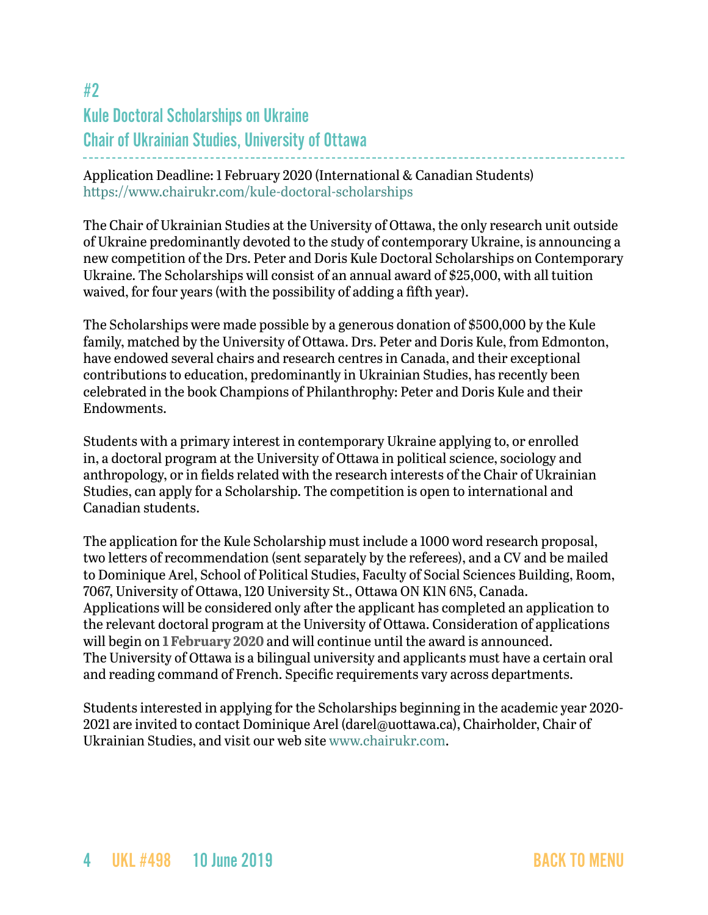## #2

## Kule Doctoral Scholarships on Ukraine

## Chair of Ukrainian Studies, University of Ottawa

Application Deadline: 1 February 2020 (International & Canadian Students)
https://www.chairukr.com/kule-doctoral-scholarships

The Chair of Ukrainian Studies at the University of Ottawa, the only research unit outside of Ukraine predominantly devoted to the study of contemporary Ukraine, is announcing a new competition of the Drs. Peter and Doris Kule Doctoral Scholarships on Contemporary Ukraine. The Scholarships will consist of an annual award of $25,000, with all tuition waived, for four years (with the possibility of adding a fifth year).

The Scholarships were made possible by a generous donation of $500,000 by the Kule family, matched by the University of Ottawa. Drs. Peter and Doris Kule, from Edmonton, have endowed several chairs and research centres in Canada, and their exceptional contributions to education, predominantly in Ukrainian Studies, has recently been celebrated in the book Champions of Philanthrophy: Peter and Doris Kule and their Endowments.

Students with a primary interest in contemporary Ukraine applying to, or enrolled in, a doctoral program at the University of Ottawa in political science, sociology and anthropology, or in fields related with the research interests of the Chair of Ukrainian Studies, can apply for a Scholarship. The competition is open to international and Canadian students.

The application for the Kule Scholarship must include a 1000 word research proposal, two letters of recommendation (sent separately by the referees), and a CV and be mailed to Dominique Arel, School of Political Studies, Faculty of Social Sciences Building, Room, 7067, University of Ottawa, 120 University St., Ottawa ON K1N 6N5, Canada. Applications will be considered only after the applicant has completed an application to the relevant doctoral program at the University of Ottawa. Consideration of applications will begin on **1 February 2020** and will continue until the award is announced. The University of Ottawa is a bilingual university and applicants must have a certain oral and reading command of French. Specific requirements vary across departments.

Students interested in applying for the Scholarships beginning in the academic year 2020-2021 are invited to contact Dominique Arel (darel@uottawa.ca), Chairholder, Chair of Ukrainian Studies, and visit our web site www.chairukr.com.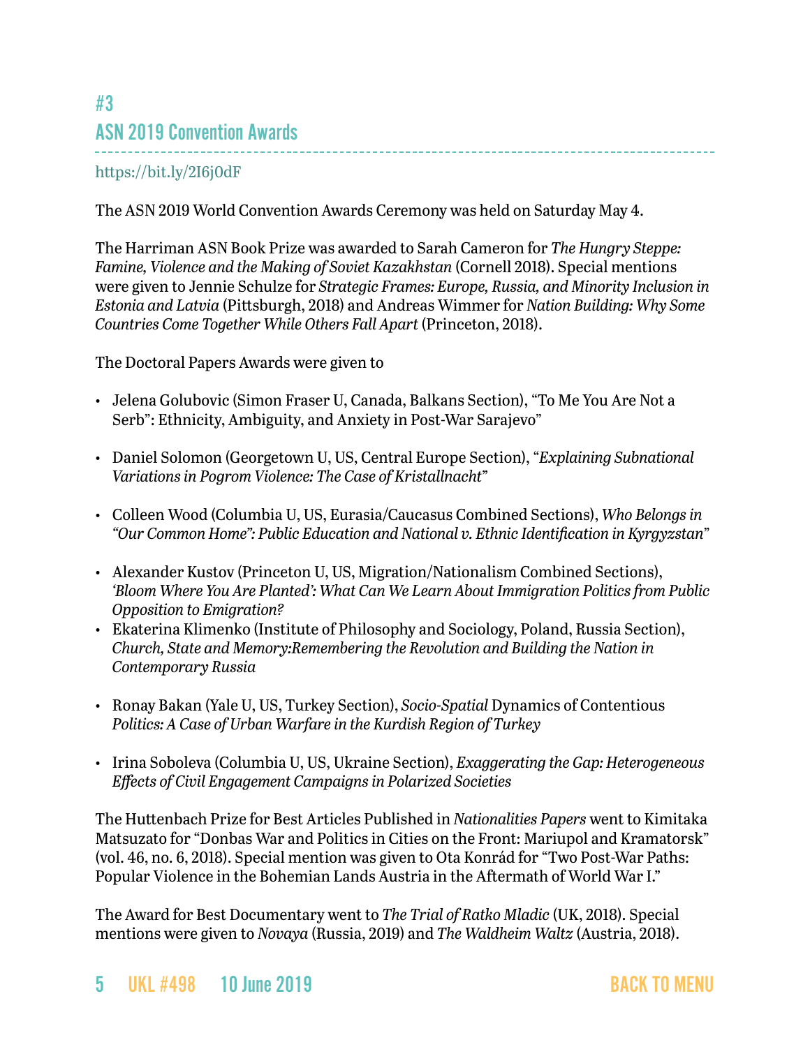## #3
## ASN 2019 Convention Awards

https://bit.ly/2I6j0dF

The ASN 2019 World Convention Awards Ceremony was held on Saturday May 4.

The Harriman ASN Book Prize was awarded to Sarah Cameron for *The Hungry Steppe: Famine, Violence and the Making of Soviet Kazakhstan* (Cornell 2018). Special mentions were given to Jennie Schulze for *Strategic Frames: Europe, Russia, and Minority Inclusion in Estonia and Latvia* (Pittsburgh, 2018) and Andreas Wimmer for *Nation Building: Why Some Countries Come Together While Others Fall Apart* (Princeton, 2018).

The Doctoral Papers Awards were given to

- Jelena Golubovic (Simon Fraser U, Canada, Balkans Section), "To Me You Are Not a Serb": Ethnicity, Ambiguity, and Anxiety in Post-War Sarajevo"
- Daniel Solomon (Georgetown U, US, Central Europe Section), "*Explaining Subnational Variations in Pogrom Violence: The Case of Kristallnacht*"
- Colleen Wood (Columbia U, US, Eurasia/Caucasus Combined Sections), *Who Belongs in "Our Common Home": Public Education and National v. Ethnic Identification in Kyrgyzstan*"
- Alexander Kustov (Princeton U, US, Migration/Nationalism Combined Sections), *'Bloom Where You Are Planted': What Can We Learn About Immigration Politics from Public Opposition to Emigration?*
- Ekaterina Klimenko (Institute of Philosophy and Sociology, Poland, Russia Section), *Church, State and Memory:Remembering the Revolution and Building the Nation in Contemporary Russia*
- Ronay Bakan (Yale U, US, Turkey Section), *Socio-Spatial* Dynamics of Contentious *Politics: A Case of Urban Warfare in the Kurdish Region of Turkey*
- Irina Soboleva (Columbia U, US, Ukraine Section), *Exaggerating the Gap: Heterogeneous Effects of Civil Engagement Campaigns in Polarized Societies*

The Huttenbach Prize for Best Articles Published in *Nationalities Papers* went to Kimitaka Matsuzato for "Donbas War and Politics in Cities on the Front: Mariupol and Kramatorsk" (vol. 46, no. 6, 2018). Special mention was given to Ota Konrád for "Two Post-War Paths: Popular Violence in the Bohemian Lands Austria in the Aftermath of World War I."

The Award for Best Documentary went to *The Trial of Ratko Mladic* (UK, 2018). Special mentions were given to *Novaya* (Russia, 2019) and *The Waldheim Waltz* (Austria, 2018).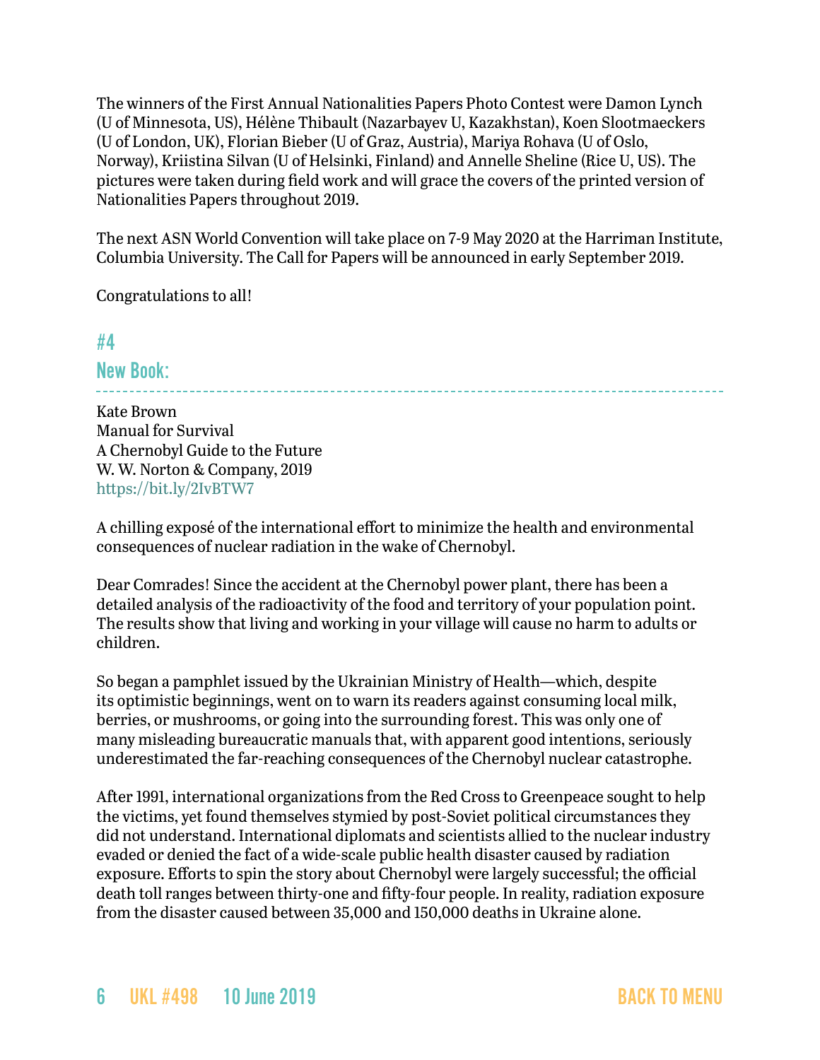The winners of the First Annual Nationalities Papers Photo Contest were Damon Lynch (U of Minnesota, US), Hélène Thibault (Nazarbayev U, Kazakhstan), Koen Slootmaeckers (U of London, UK), Florian Bieber (U of Graz, Austria), Mariya Rohava (U of Oslo, Norway), Kriistina Silvan (U of Helsinki, Finland) and Annelle Sheline (Rice U, US). The pictures were taken during field work and will grace the covers of the printed version of Nationalities Papers throughout 2019.

The next ASN World Convention will take place on 7-9 May 2020 at the Harriman Institute, Columbia University. The Call for Papers will be announced in early September 2019.

Congratulations to all!

## #4
## New Book:

Kate Brown
Manual for Survival
A Chernobyl Guide to the Future
W. W. Norton & Company, 2019
https://bit.ly/2IvBTW7

A chilling exposé of the international effort to minimize the health and environmental consequences of nuclear radiation in the wake of Chernobyl.

Dear Comrades! Since the accident at the Chernobyl power plant, there has been a detailed analysis of the radioactivity of the food and territory of your population point. The results show that living and working in your village will cause no harm to adults or children.

So began a pamphlet issued by the Ukrainian Ministry of Health—which, despite its optimistic beginnings, went on to warn its readers against consuming local milk, berries, or mushrooms, or going into the surrounding forest. This was only one of many misleading bureaucratic manuals that, with apparent good intentions, seriously underestimated the far-reaching consequences of the Chernobyl nuclear catastrophe.

After 1991, international organizations from the Red Cross to Greenpeace sought to help the victims, yet found themselves stymied by post-Soviet political circumstances they did not understand. International diplomats and scientists allied to the nuclear industry evaded or denied the fact of a wide-scale public health disaster caused by radiation exposure. Efforts to spin the story about Chernobyl were largely successful; the official death toll ranges between thirty-one and fifty-four people. In reality, radiation exposure from the disaster caused between 35,000 and 150,000 deaths in Ukraine alone.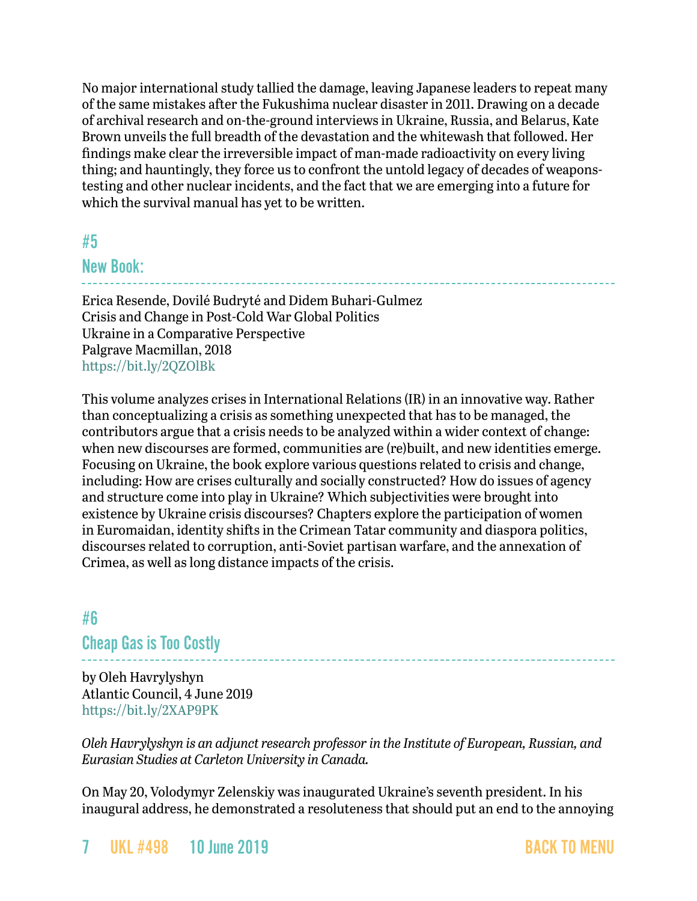No major international study tallied the damage, leaving Japanese leaders to repeat many of the same mistakes after the Fukushima nuclear disaster in 2011. Drawing on a decade of archival research and on-the-ground interviews in Ukraine, Russia, and Belarus, Kate Brown unveils the full breadth of the devastation and the whitewash that followed. Her findings make clear the irreversible impact of man-made radioactivity on every living thing; and hauntingly, they force us to confront the untold legacy of decades of weapons-testing and other nuclear incidents, and the fact that we are emerging into a future for which the survival manual has yet to be written.

## #5

## New Book:

Erica Resende, Dovilé Budryté and Didem Buhari-Gulmez
Crisis and Change in Post-Cold War Global Politics
Ukraine in a Comparative Perspective
Palgrave Macmillan, 2018
https://bit.ly/2QZOlBk

This volume analyzes crises in International Relations (IR) in an innovative way. Rather than conceptualizing a crisis as something unexpected that has to be managed, the contributors argue that a crisis needs to be analyzed within a wider context of change: when new discourses are formed, communities are (re)built, and new identities emerge. Focusing on Ukraine, the book explore various questions related to crisis and change, including: How are crises culturally and socially constructed? How do issues of agency and structure come into play in Ukraine? Which subjectivities were brought into existence by Ukraine crisis discourses? Chapters explore the participation of women in Euromaidan, identity shifts in the Crimean Tatar community and diaspora politics, discourses related to corruption, anti-Soviet partisan warfare, and the annexation of Crimea, as well as long distance impacts of the crisis.

## #6

## Cheap Gas is Too Costly

by Oleh Havrylyshyn
Atlantic Council, 4 June 2019
https://bit.ly/2XAP9PK

*Oleh Havrylyshyn is an adjunct research professor in the Institute of European, Russian, and Eurasian Studies at Carleton University in Canada.*

On May 20, Volodymyr Zelenskiy was inaugurated Ukraine's seventh president. In his inaugural address, he demonstrated a resoluteness that should put an end to the annoying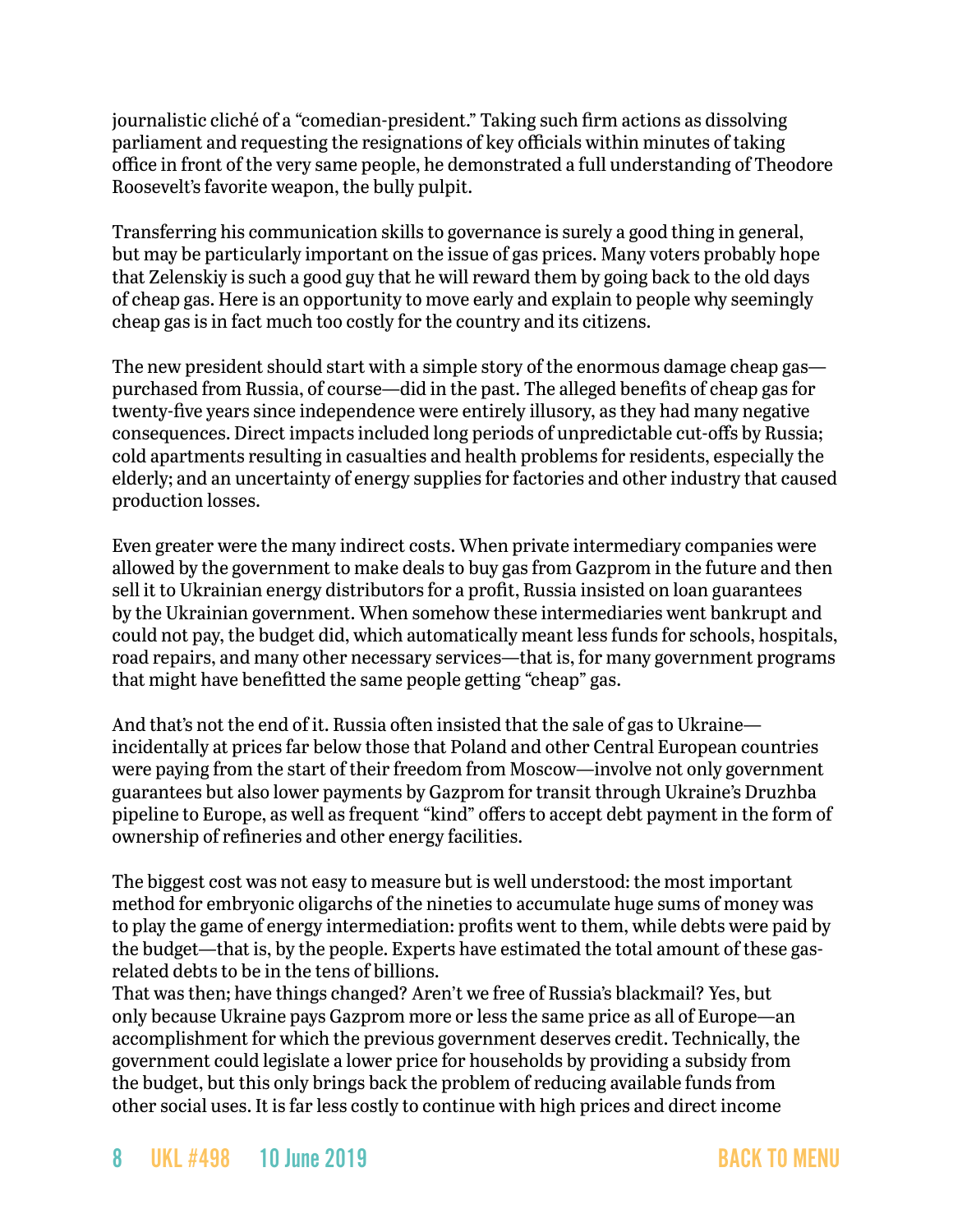journalistic cliché of a "comedian-president." Taking such firm actions as dissolving parliament and requesting the resignations of key officials within minutes of taking office in front of the very same people, he demonstrated a full understanding of Theodore Roosevelt's favorite weapon, the bully pulpit.

Transferring his communication skills to governance is surely a good thing in general, but may be particularly important on the issue of gas prices. Many voters probably hope that Zelenskiy is such a good guy that he will reward them by going back to the old days of cheap gas. Here is an opportunity to move early and explain to people why seemingly cheap gas is in fact much too costly for the country and its citizens.

The new president should start with a simple story of the enormous damage cheap gas—purchased from Russia, of course—did in the past. The alleged benefits of cheap gas for twenty-five years since independence were entirely illusory, as they had many negative consequences. Direct impacts included long periods of unpredictable cut-offs by Russia; cold apartments resulting in casualties and health problems for residents, especially the elderly; and an uncertainty of energy supplies for factories and other industry that caused production losses.

Even greater were the many indirect costs. When private intermediary companies were allowed by the government to make deals to buy gas from Gazprom in the future and then sell it to Ukrainian energy distributors for a profit, Russia insisted on loan guarantees by the Ukrainian government. When somehow these intermediaries went bankrupt and could not pay, the budget did, which automatically meant less funds for schools, hospitals, road repairs, and many other necessary services—that is, for many government programs that might have benefitted the same people getting "cheap" gas.

And that's not the end of it. Russia often insisted that the sale of gas to Ukraine—incidentally at prices far below those that Poland and other Central European countries were paying from the start of their freedom from Moscow—involve not only government guarantees but also lower payments by Gazprom for transit through Ukraine's Druzhba pipeline to Europe, as well as frequent "kind" offers to accept debt payment in the form of ownership of refineries and other energy facilities.

The biggest cost was not easy to measure but is well understood: the most important method for embryonic oligarchs of the nineties to accumulate huge sums of money was to play the game of energy intermediation: profits went to them, while debts were paid by the budget—that is, by the people. Experts have estimated the total amount of these gas-related debts to be in the tens of billions.

That was then; have things changed? Aren't we free of Russia's blackmail? Yes, but only because Ukraine pays Gazprom more or less the same price as all of Europe—an accomplishment for which the previous government deserves credit. Technically, the government could legislate a lower price for households by providing a subsidy from the budget, but this only brings back the problem of reducing available funds from other social uses. It is far less costly to continue with high prices and direct income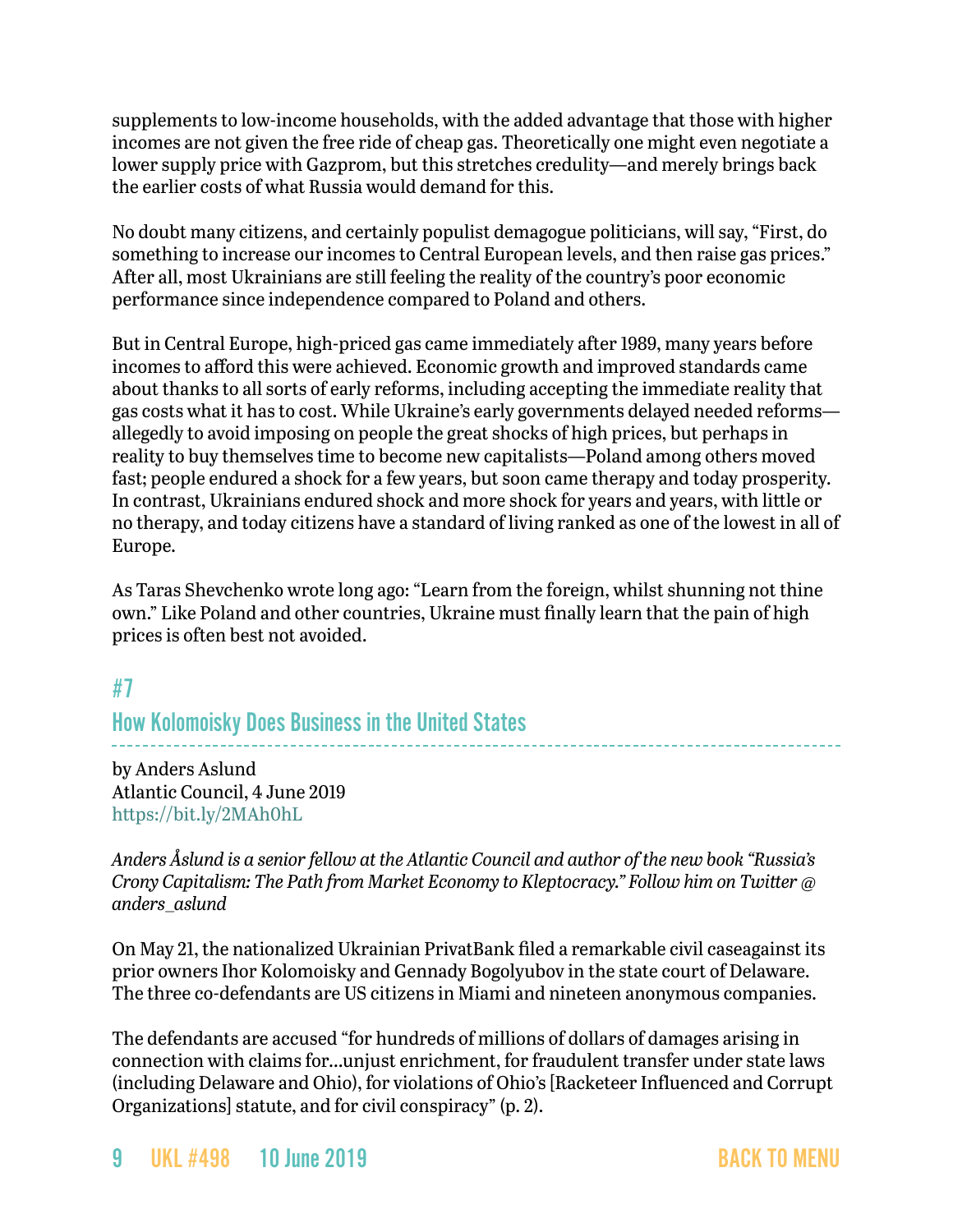supplements to low-income households, with the added advantage that those with higher incomes are not given the free ride of cheap gas. Theoretically one might even negotiate a lower supply price with Gazprom, but this stretches credulity—and merely brings back the earlier costs of what Russia would demand for this.

No doubt many citizens, and certainly populist demagogue politicians, will say, "First, do something to increase our incomes to Central European levels, and then raise gas prices." After all, most Ukrainians are still feeling the reality of the country's poor economic performance since independence compared to Poland and others.

But in Central Europe, high-priced gas came immediately after 1989, many years before incomes to afford this were achieved. Economic growth and improved standards came about thanks to all sorts of early reforms, including accepting the immediate reality that gas costs what it has to cost. While Ukraine's early governments delayed needed reforms—allegedly to avoid imposing on people the great shocks of high prices, but perhaps in reality to buy themselves time to become new capitalists—Poland among others moved fast; people endured a shock for a few years, but soon came therapy and today prosperity. In contrast, Ukrainians endured shock and more shock for years and years, with little or no therapy, and today citizens have a standard of living ranked as one of the lowest in all of Europe.

As Taras Shevchenko wrote long ago: "Learn from the foreign, whilst shunning not thine own." Like Poland and other countries, Ukraine must finally learn that the pain of high prices is often best not avoided.

## #7

## How Kolomoisky Does Business in the United States

by Anders Aslund
Atlantic Council, 4 June 2019
https://bit.ly/2MAh0hL

*Anders Åslund is a senior fellow at the Atlantic Council and author of the new book "Russia's Crony Capitalism: The Path from Market Economy to Kleptocracy." Follow him on Twitter @ anders_aslund*

On May 21, the nationalized Ukrainian PrivatBank filed a remarkable civil caseagainst its prior owners Ihor Kolomoisky and Gennady Bogolyubov in the state court of Delaware. The three co-defendants are US citizens in Miami and nineteen anonymous companies.

The defendants are accused "for hundreds of millions of dollars of damages arising in connection with claims for…unjust enrichment, for fraudulent transfer under state laws (including Delaware and Ohio), for violations of Ohio's [Racketeer Influenced and Corrupt Organizations] statute, and for civil conspiracy" (p. 2).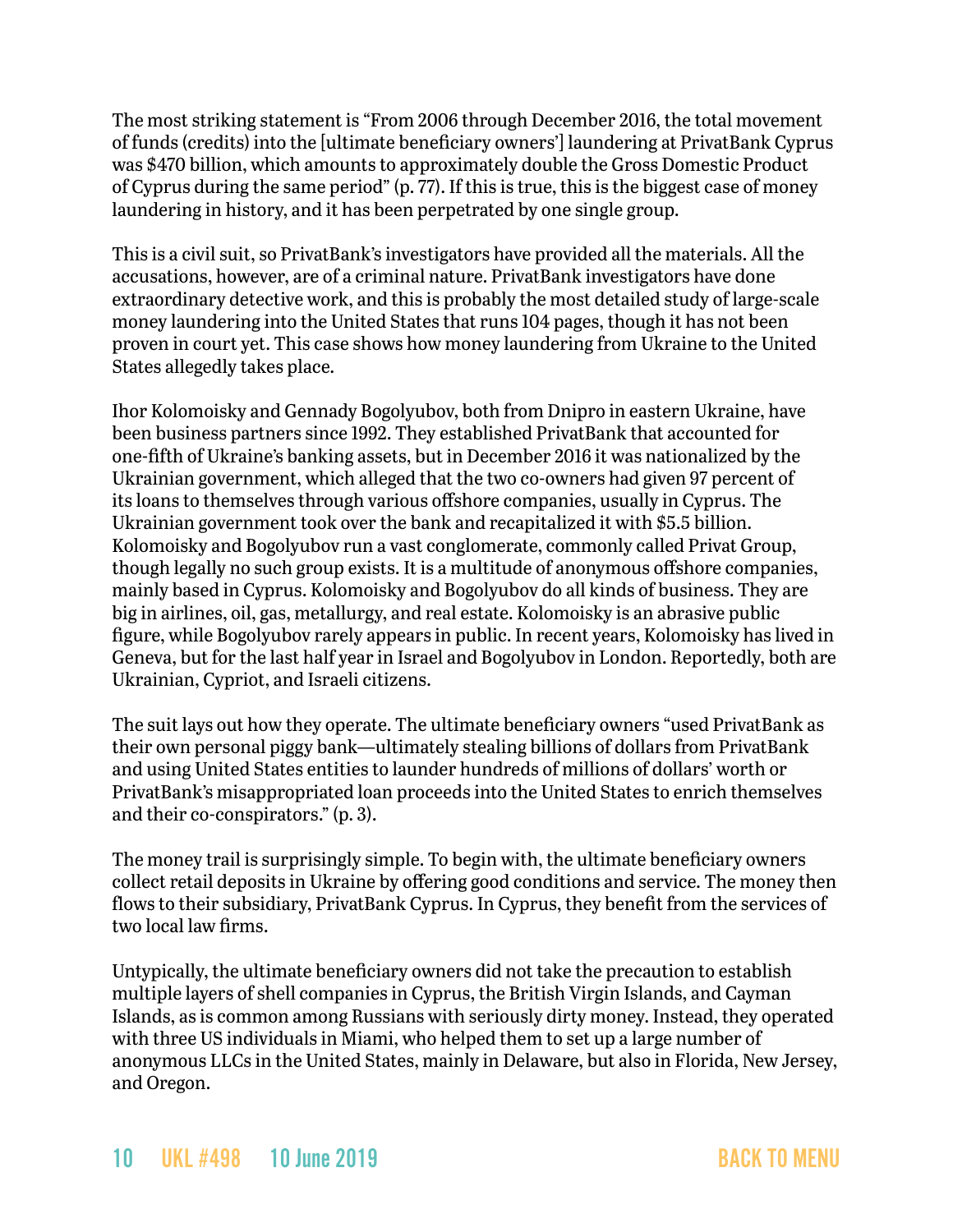The most striking statement is "From 2006 through December 2016, the total movement of funds (credits) into the [ultimate beneficiary owners'] laundering at PrivatBank Cyprus was $470 billion, which amounts to approximately double the Gross Domestic Product of Cyprus during the same period" (p. 77). If this is true, this is the biggest case of money laundering in history, and it has been perpetrated by one single group.

This is a civil suit, so PrivatBank's investigators have provided all the materials. All the accusations, however, are of a criminal nature. PrivatBank investigators have done extraordinary detective work, and this is probably the most detailed study of large-scale money laundering into the United States that runs 104 pages, though it has not been proven in court yet. This case shows how money laundering from Ukraine to the United States allegedly takes place.

Ihor Kolomoisky and Gennady Bogolyubov, both from Dnipro in eastern Ukraine, have been business partners since 1992. They established PrivatBank that accounted for one-fifth of Ukraine's banking assets, but in December 2016 it was nationalized by the Ukrainian government, which alleged that the two co-owners had given 97 percent of its loans to themselves through various offshore companies, usually in Cyprus. The Ukrainian government took over the bank and recapitalized it with $5.5 billion. Kolomoisky and Bogolyubov run a vast conglomerate, commonly called Privat Group, though legally no such group exists. It is a multitude of anonymous offshore companies, mainly based in Cyprus. Kolomoisky and Bogolyubov do all kinds of business. They are big in airlines, oil, gas, metallurgy, and real estate. Kolomoisky is an abrasive public figure, while Bogolyubov rarely appears in public. In recent years, Kolomoisky has lived in Geneva, but for the last half year in Israel and Bogolyubov in London. Reportedly, both are Ukrainian, Cypriot, and Israeli citizens.

The suit lays out how they operate. The ultimate beneficiary owners "used PrivatBank as their own personal piggy bank—ultimately stealing billions of dollars from PrivatBank and using United States entities to launder hundreds of millions of dollars' worth or PrivatBank's misappropriated loan proceeds into the United States to enrich themselves and their co-conspirators." (p. 3).

The money trail is surprisingly simple. To begin with, the ultimate beneficiary owners collect retail deposits in Ukraine by offering good conditions and service. The money then flows to their subsidiary, PrivatBank Cyprus. In Cyprus, they benefit from the services of two local law firms.

Untypically, the ultimate beneficiary owners did not take the precaution to establish multiple layers of shell companies in Cyprus, the British Virgin Islands, and Cayman Islands, as is common among Russians with seriously dirty money. Instead, they operated with three US individuals in Miami, who helped them to set up a large number of anonymous LLCs in the United States, mainly in Delaware, but also in Florida, New Jersey, and Oregon.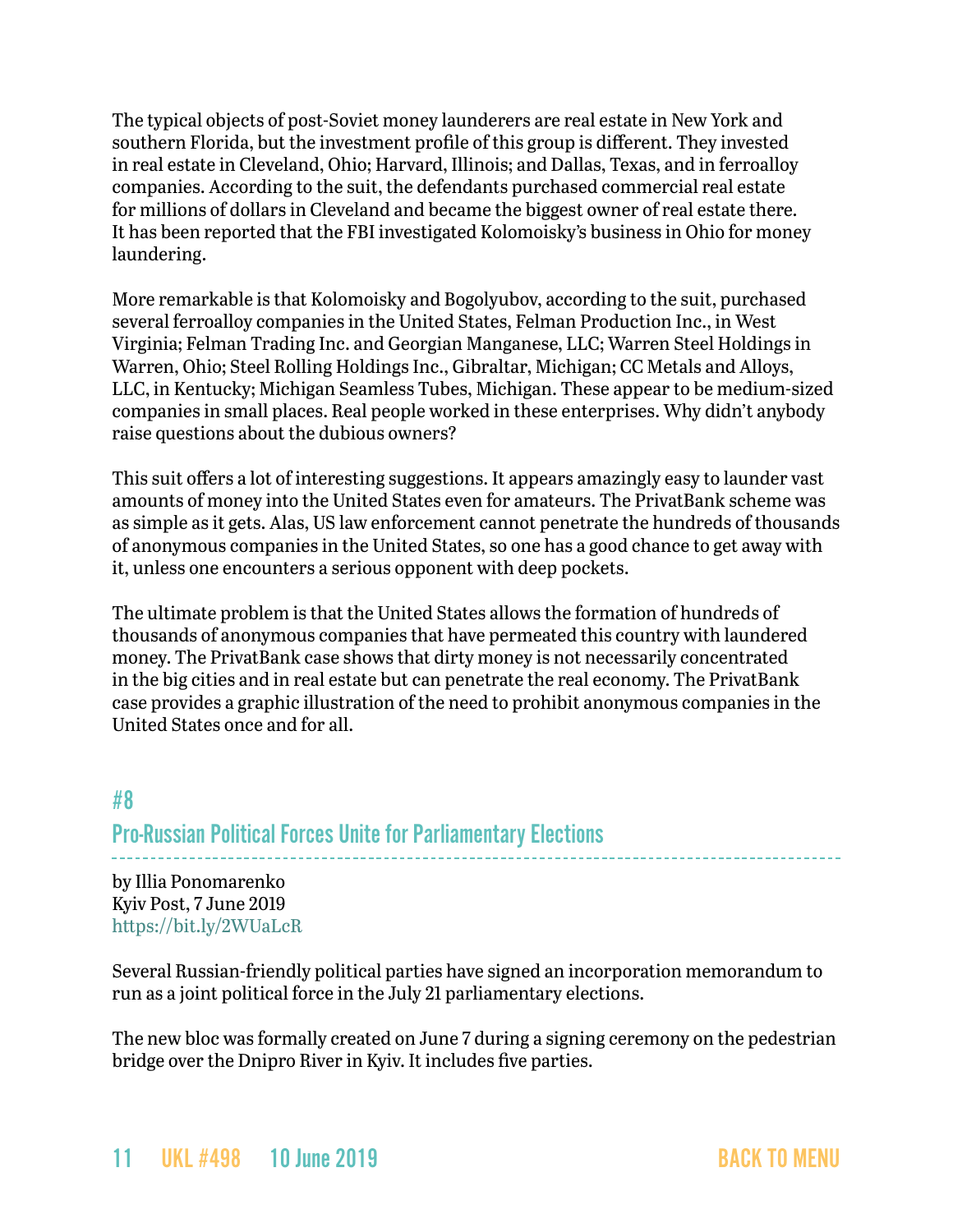The typical objects of post-Soviet money launderers are real estate in New York and southern Florida, but the investment profile of this group is different. They invested in real estate in Cleveland, Ohio; Harvard, Illinois; and Dallas, Texas, and in ferroalloy companies. According to the suit, the defendants purchased commercial real estate for millions of dollars in Cleveland and became the biggest owner of real estate there. It has been reported that the FBI investigated Kolomoisky's business in Ohio for money laundering.

More remarkable is that Kolomoisky and Bogolyubov, according to the suit, purchased several ferroalloy companies in the United States, Felman Production Inc., in West Virginia; Felman Trading Inc. and Georgian Manganese, LLC; Warren Steel Holdings in Warren, Ohio; Steel Rolling Holdings Inc., Gibraltar, Michigan; CC Metals and Alloys, LLC, in Kentucky; Michigan Seamless Tubes, Michigan. These appear to be medium-sized companies in small places. Real people worked in these enterprises. Why didn't anybody raise questions about the dubious owners?

This suit offers a lot of interesting suggestions. It appears amazingly easy to launder vast amounts of money into the United States even for amateurs. The PrivatBank scheme was as simple as it gets. Alas, US law enforcement cannot penetrate the hundreds of thousands of anonymous companies in the United States, so one has a good chance to get away with it, unless one encounters a serious opponent with deep pockets.

The ultimate problem is that the United States allows the formation of hundreds of thousands of anonymous companies that have permeated this country with laundered money. The PrivatBank case shows that dirty money is not necessarily concentrated in the big cities and in real estate but can penetrate the real economy. The PrivatBank case provides a graphic illustration of the need to prohibit anonymous companies in the United States once and for all.

## #8
## Pro-Russian Political Forces Unite for Parliamentary Elections

by Illia Ponomarenko
Kyiv Post, 7 June 2019
https://bit.ly/2WUaLcR

Several Russian-friendly political parties have signed an incorporation memorandum to run as a joint political force in the July 21 parliamentary elections.

The new bloc was formally created on June 7 during a signing ceremony on the pedestrian bridge over the Dnipro River in Kyiv. It includes five parties.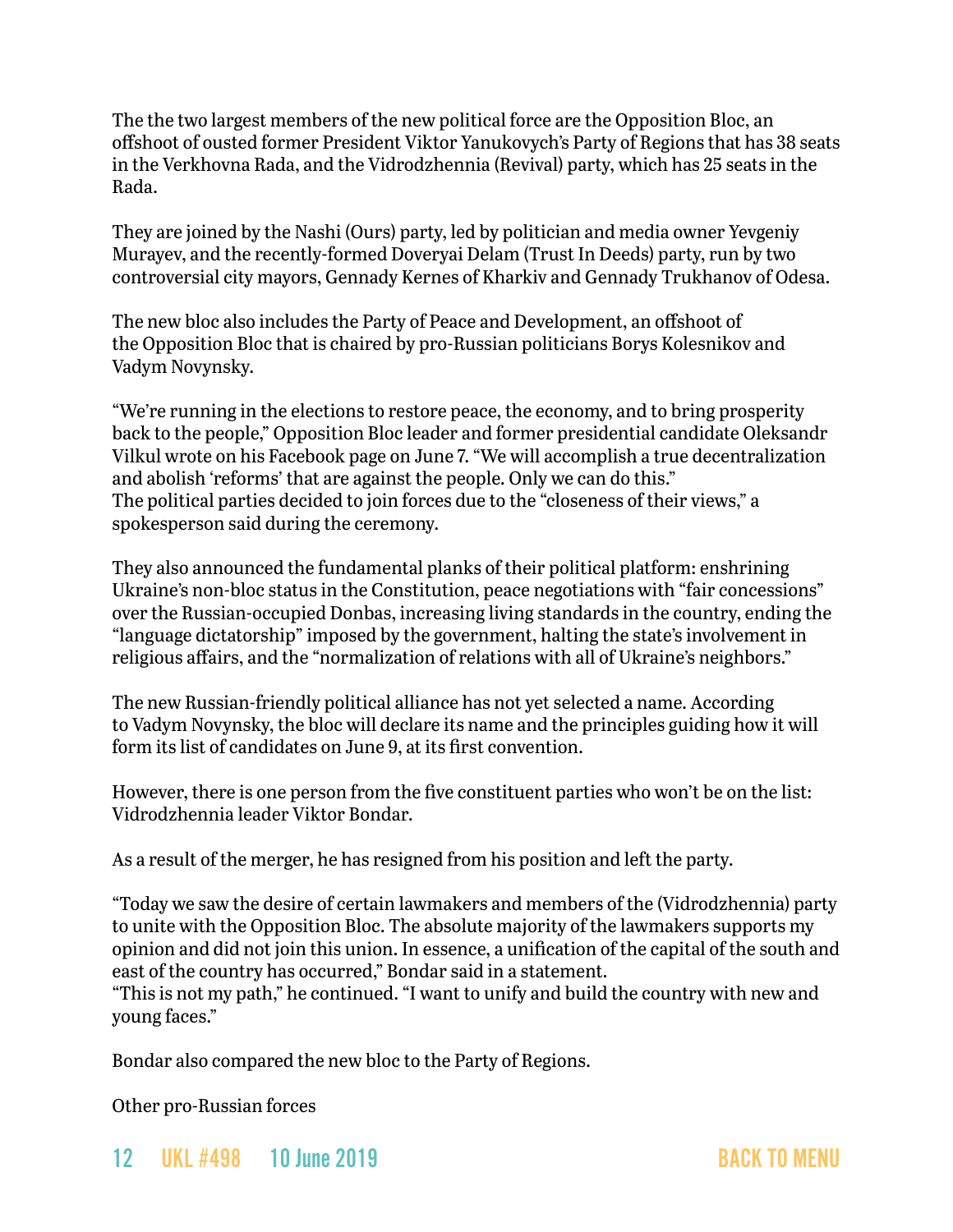The the two largest members of the new political force are the Opposition Bloc, an offshoot of ousted former President Viktor Yanukovych's Party of Regions that has 38 seats in the Verkhovna Rada, and the Vidrodzhennia (Revival) party, which has 25 seats in the Rada.

They are joined by the Nashi (Ours) party, led by politician and media owner Yevgeniy Murayev, and the recently-formed Doveryai Delam (Trust In Deeds) party, run by two controversial city mayors, Gennady Kernes of Kharkiv and Gennady Trukhanov of Odesa.

The new bloc also includes the Party of Peace and Development, an offshoot of the Opposition Bloc that is chaired by pro-Russian politicians Borys Kolesnikov and Vadym Novynsky.

"We're running in the elections to restore peace, the economy, and to bring prosperity back to the people," Opposition Bloc leader and former presidential candidate Oleksandr Vilkul wrote on his Facebook page on June 7. "We will accomplish a true decentralization and abolish 'reforms' that are against the people. Only we can do this."
The political parties decided to join forces due to the "closeness of their views," a spokesperson said during the ceremony.

They also announced the fundamental planks of their political platform: enshrining Ukraine's non-bloc status in the Constitution, peace negotiations with "fair concessions" over the Russian-occupied Donbas, increasing living standards in the country, ending the "language dictatorship" imposed by the government, halting the state's involvement in religious affairs, and the "normalization of relations with all of Ukraine's neighbors."

The new Russian-friendly political alliance has not yet selected a name. According to Vadym Novynsky, the bloc will declare its name and the principles guiding how it will form its list of candidates on June 9, at its first convention.

However, there is one person from the five constituent parties who won't be on the list: Vidrodzhennia leader Viktor Bondar.

As a result of the merger, he has resigned from his position and left the party.

"Today we saw the desire of certain lawmakers and members of the (Vidrodzhennia) party to unite with the Opposition Bloc. The absolute majority of the lawmakers supports my opinion and did not join this union. In essence, a unification of the capital of the south and east of the country has occurred," Bondar said in a statement.
"This is not my path," he continued. "I want to unify and build the country with new and young faces."

Bondar also compared the new bloc to the Party of Regions.

Other pro-Russian forces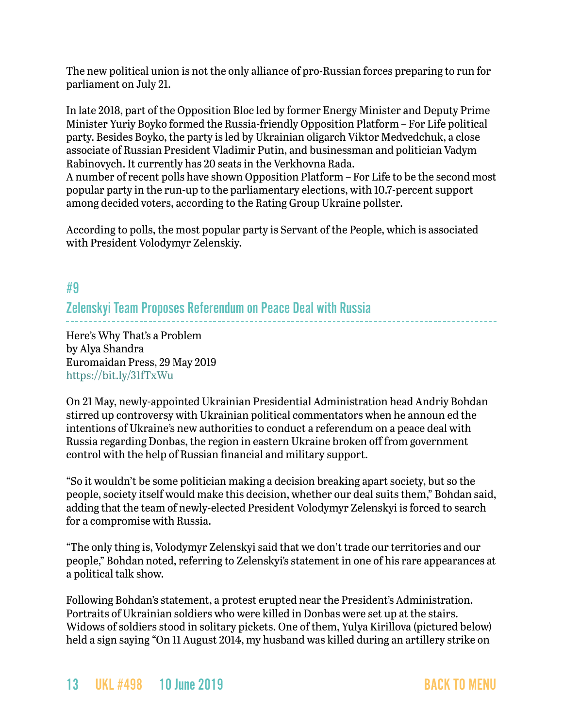The new political union is not the only alliance of pro-Russian forces preparing to run for parliament on July 21.

In late 2018, part of the Opposition Bloc led by former Energy Minister and Deputy Prime Minister Yuriy Boyko formed the Russia-friendly Opposition Platform – For Life political party. Besides Boyko, the party is led by Ukrainian oligarch Viktor Medvedchuk, a close associate of Russian President Vladimir Putin, and businessman and politician Vadym Rabinovych. It currently has 20 seats in the Verkhovna Rada.
A number of recent polls have shown Opposition Platform – For Life to be the second most popular party in the run-up to the parliamentary elections, with 10.7-percent support among decided voters, according to the Rating Group Ukraine pollster.

According to polls, the most popular party is Servant of the People, which is associated with President Volodymyr Zelenskiy.

## #9

## Zelenskyi Team Proposes Referendum on Peace Deal with Russia

Here's Why That's a Problem
by Alya Shandra
Euromaidan Press, 29 May 2019
https://bit.ly/31fTxWu

On 21 May, newly-appointed Ukrainian Presidential Administration head Andriy Bohdan stirred up controversy with Ukrainian political commentators when he announ ed the intentions of Ukraine's new authorities to conduct a referendum on a peace deal with Russia regarding Donbas, the region in eastern Ukraine broken off from government control with the help of Russian financial and military support.

"So it wouldn't be some politician making a decision breaking apart society, but so the people, society itself would make this decision, whether our deal suits them," Bohdan said, adding that the team of newly-elected President Volodymyr Zelenskyi is forced to search for a compromise with Russia.

"The only thing is, Volodymyr Zelenskyi said that we don't trade our territories and our people," Bohdan noted, referring to Zelenskyi's statement in one of his rare appearances at a political talk show.

Following Bohdan's statement, a protest erupted near the President's Administration. Portraits of Ukrainian soldiers who were killed in Donbas were set up at the stairs. Widows of soldiers stood in solitary pickets. One of them, Yulya Kirillova (pictured below) held a sign saying "On 11 August 2014, my husband was killed during an artillery strike on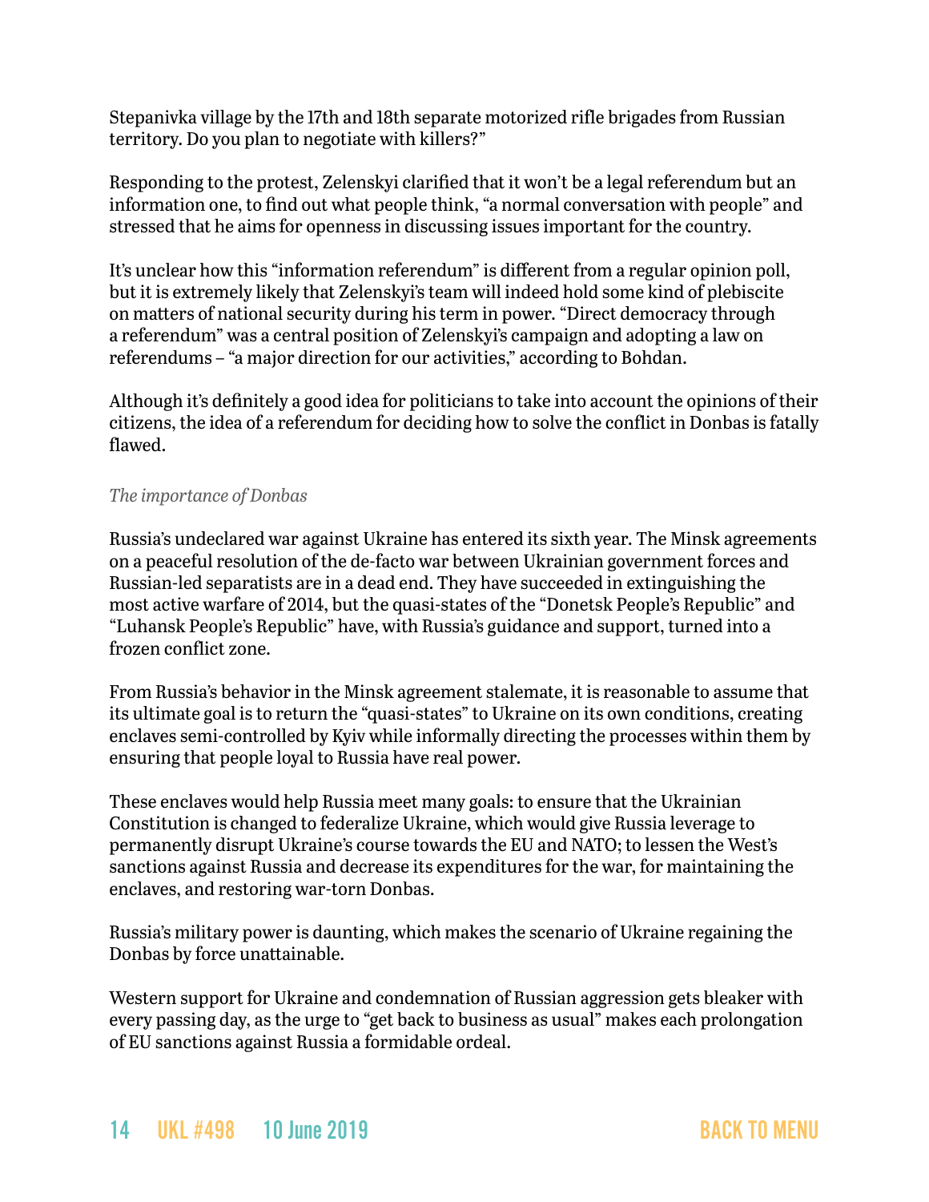Stepanivka village by the 17th and 18th separate motorized rifle brigades from Russian territory. Do you plan to negotiate with killers?"

Responding to the protest, Zelenskyi clarified that it won't be a legal referendum but an information one, to find out what people think, "a normal conversation with people" and stressed that he aims for openness in discussing issues important for the country.

It's unclear how this "information referendum" is different from a regular opinion poll, but it is extremely likely that Zelenskyi's team will indeed hold some kind of plebiscite on matters of national security during his term in power. "Direct democracy through a referendum" was a central position of Zelenskyi's campaign and adopting a law on referendums – "a major direction for our activities," according to Bohdan.

Although it's definitely a good idea for politicians to take into account the opinions of their citizens, the idea of a referendum for deciding how to solve the conflict in Donbas is fatally flawed.

*The importance of Donbas*

Russia's undeclared war against Ukraine has entered its sixth year. The Minsk agreements on a peaceful resolution of the de-facto war between Ukrainian government forces and Russian-led separatists are in a dead end. They have succeeded in extinguishing the most active warfare of 2014, but the quasi-states of the "Donetsk People's Republic" and "Luhansk People's Republic" have, with Russia's guidance and support, turned into a frozen conflict zone.

From Russia's behavior in the Minsk agreement stalemate, it is reasonable to assume that its ultimate goal is to return the "quasi-states" to Ukraine on its own conditions, creating enclaves semi-controlled by Kyiv while informally directing the processes within them by ensuring that people loyal to Russia have real power.

These enclaves would help Russia meet many goals: to ensure that the Ukrainian Constitution is changed to federalize Ukraine, which would give Russia leverage to permanently disrupt Ukraine's course towards the EU and NATO; to lessen the West's sanctions against Russia and decrease its expenditures for the war, for maintaining the enclaves, and restoring war-torn Donbas.

Russia's military power is daunting, which makes the scenario of Ukraine regaining the Donbas by force unattainable.

Western support for Ukraine and condemnation of Russian aggression gets bleaker with every passing day, as the urge to "get back to business as usual" makes each prolongation of EU sanctions against Russia a formidable ordeal.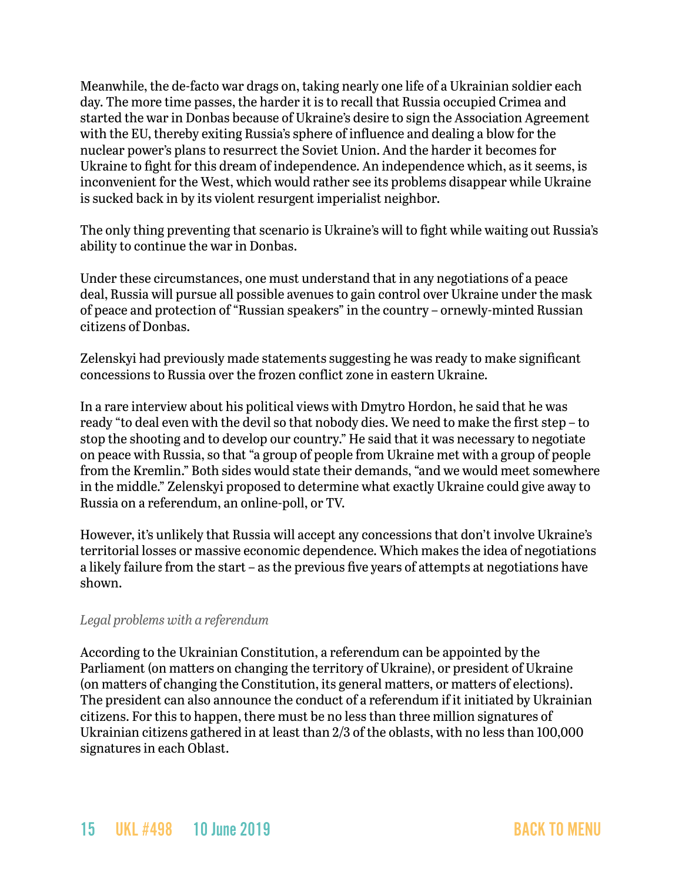Meanwhile, the de-facto war drags on, taking nearly one life of a Ukrainian soldier each day. The more time passes, the harder it is to recall that Russia occupied Crimea and started the war in Donbas because of Ukraine's desire to sign the Association Agreement with the EU, thereby exiting Russia's sphere of influence and dealing a blow for the nuclear power's plans to resurrect the Soviet Union. And the harder it becomes for Ukraine to fight for this dream of independence. An independence which, as it seems, is inconvenient for the West, which would rather see its problems disappear while Ukraine is sucked back in by its violent resurgent imperialist neighbor.

The only thing preventing that scenario is Ukraine's will to fight while waiting out Russia's ability to continue the war in Donbas.

Under these circumstances, one must understand that in any negotiations of a peace deal, Russia will pursue all possible avenues to gain control over Ukraine under the mask of peace and protection of "Russian speakers" in the country – ornewly-minted Russian citizens of Donbas.

Zelenskyi had previously made statements suggesting he was ready to make significant concessions to Russia over the frozen conflict zone in eastern Ukraine.

In a rare interview about his political views with Dmytro Hordon, he said that he was ready "to deal even with the devil so that nobody dies. We need to make the first step – to stop the shooting and to develop our country." He said that it was necessary to negotiate on peace with Russia, so that "a group of people from Ukraine met with a group of people from the Kremlin." Both sides would state their demands, "and we would meet somewhere in the middle." Zelenskyi proposed to determine what exactly Ukraine could give away to Russia on a referendum, an online-poll, or TV.

However, it's unlikely that Russia will accept any concessions that don't involve Ukraine's territorial losses or massive economic dependence. Which makes the idea of negotiations a likely failure from the start – as the previous five years of attempts at negotiations have shown.

*Legal problems with a referendum*

According to the Ukrainian Constitution, a referendum can be appointed by the Parliament (on matters on changing the territory of Ukraine), or president of Ukraine (on matters of changing the Constitution, its general matters, or matters of elections). The president can also announce the conduct of a referendum if it initiated by Ukrainian citizens. For this to happen, there must be no less than three million signatures of Ukrainian citizens gathered in at least than 2/3 of the oblasts, with no less than 100,000 signatures in each Oblast.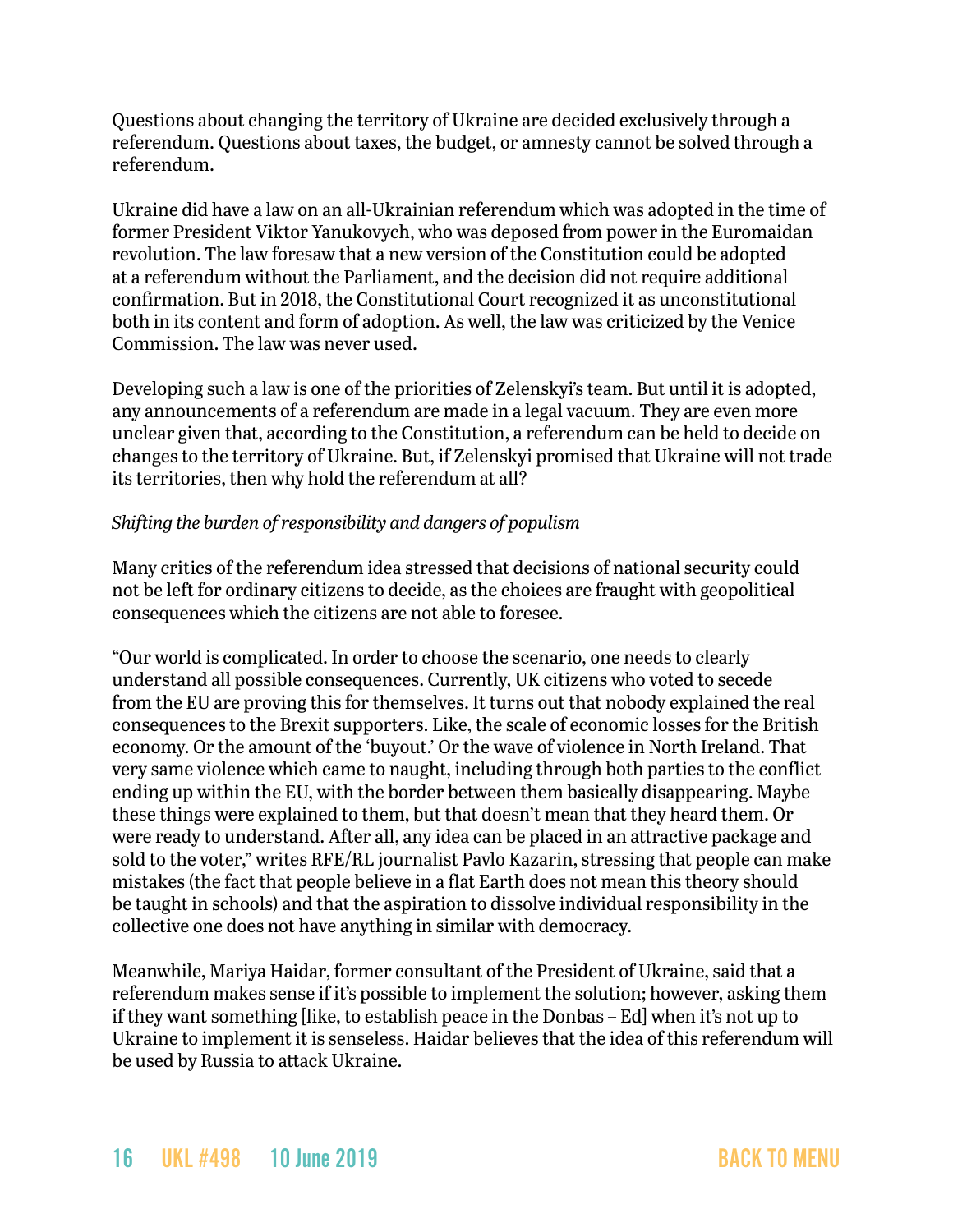Questions about changing the territory of Ukraine are decided exclusively through a referendum. Questions about taxes, the budget, or amnesty cannot be solved through a referendum.

Ukraine did have a law on an all-Ukrainian referendum which was adopted in the time of former President Viktor Yanukovych, who was deposed from power in the Euromaidan revolution. The law foresaw that a new version of the Constitution could be adopted at a referendum without the Parliament, and the decision did not require additional confirmation. But in 2018, the Constitutional Court recognized it as unconstitutional both in its content and form of adoption. As well, the law was criticized by the Venice Commission. The law was never used.

Developing such a law is one of the priorities of Zelenskyi's team. But until it is adopted, any announcements of a referendum are made in a legal vacuum. They are even more unclear given that, according to the Constitution, a referendum can be held to decide on changes to the territory of Ukraine. But, if Zelenskyi promised that Ukraine will not trade its territories, then why hold the referendum at all?

*Shifting the burden of responsibility and dangers of populism*

Many critics of the referendum idea stressed that decisions of national security could not be left for ordinary citizens to decide, as the choices are fraught with geopolitical consequences which the citizens are not able to foresee.

"Our world is complicated. In order to choose the scenario, one needs to clearly understand all possible consequences. Currently, UK citizens who voted to secede from the EU are proving this for themselves. It turns out that nobody explained the real consequences to the Brexit supporters. Like, the scale of economic losses for the British economy. Or the amount of the 'buyout.' Or the wave of violence in North Ireland. That very same violence which came to naught, including through both parties to the conflict ending up within the EU, with the border between them basically disappearing. Maybe these things were explained to them, but that doesn't mean that they heard them. Or were ready to understand. After all, any idea can be placed in an attractive package and sold to the voter," writes RFE/RL journalist Pavlo Kazarin, stressing that people can make mistakes (the fact that people believe in a flat Earth does not mean this theory should be taught in schools) and that the aspiration to dissolve individual responsibility in the collective one does not have anything in similar with democracy.

Meanwhile, Mariya Haidar, former consultant of the President of Ukraine, said that a referendum makes sense if it's possible to implement the solution; however, asking them if they want something [like, to establish peace in the Donbas – Ed] when it's not up to Ukraine to implement it is senseless. Haidar believes that the idea of this referendum will be used by Russia to attack Ukraine.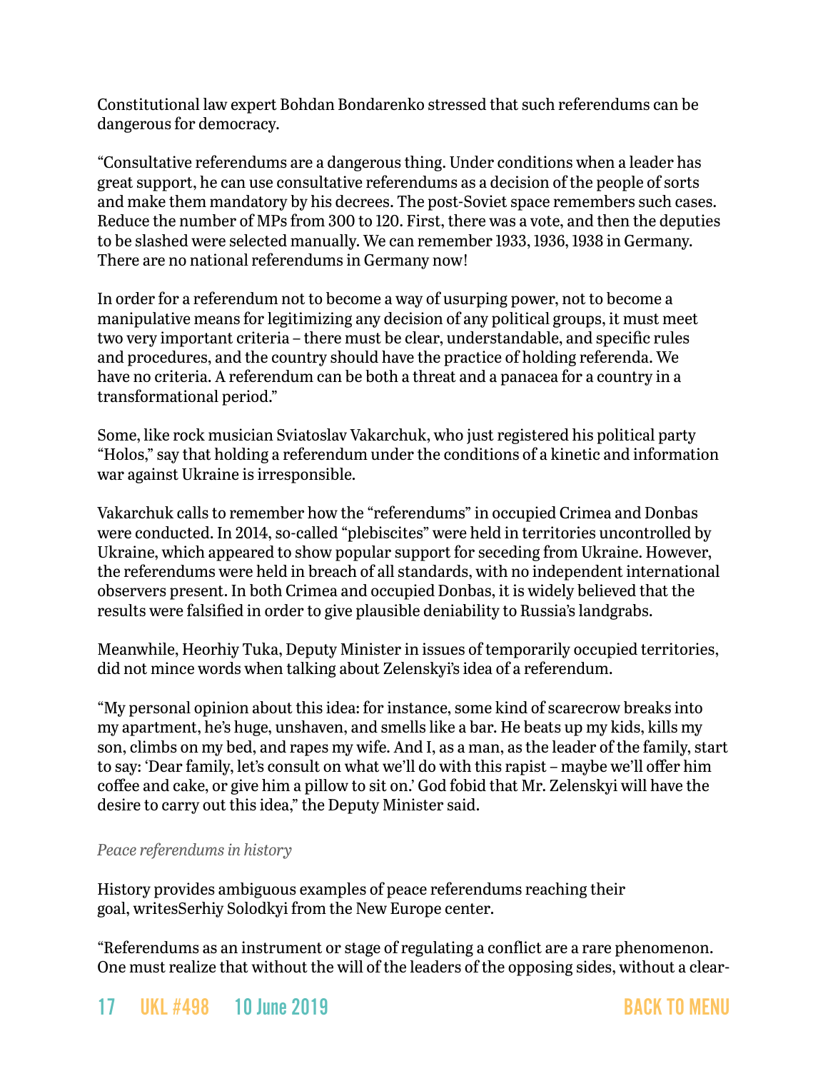Constitutional law expert Bohdan Bondarenko stressed that such referendums can be dangerous for democracy.

"Consultative referendums are a dangerous thing. Under conditions when a leader has great support, he can use consultative referendums as a decision of the people of sorts and make them mandatory by his decrees. The post-Soviet space remembers such cases. Reduce the number of MPs from 300 to 120. First, there was a vote, and then the deputies to be slashed were selected manually. We can remember 1933, 1936, 1938 in Germany. There are no national referendums in Germany now!

In order for a referendum not to become a way of usurping power, not to become a manipulative means for legitimizing any decision of any political groups, it must meet two very important criteria – there must be clear, understandable, and specific rules and procedures, and the country should have the practice of holding referenda. We have no criteria. A referendum can be both a threat and a panacea for a country in a transformational period."

Some, like rock musician Sviatoslav Vakarchuk, who just registered his political party "Holos," say that holding a referendum under the conditions of a kinetic and information war against Ukraine is irresponsible.

Vakarchuk calls to remember how the "referendums" in occupied Crimea and Donbas were conducted. In 2014, so-called "plebiscites" were held in territories uncontrolled by Ukraine, which appeared to show popular support for seceding from Ukraine. However, the referendums were held in breach of all standards, with no independent international observers present. In both Crimea and occupied Donbas, it is widely believed that the results were falsified in order to give plausible deniability to Russia's landgrabs.

Meanwhile, Heorhiy Tuka, Deputy Minister in issues of temporarily occupied territories, did not mince words when talking about Zelenskyi's idea of a referendum.

"My personal opinion about this idea: for instance, some kind of scarecrow breaks into my apartment, he's huge, unshaven, and smells like a bar. He beats up my kids, kills my son, climbs on my bed, and rapes my wife. And I, as a man, as the leader of the family, start to say: 'Dear family, let's consult on what we'll do with this rapist – maybe we'll offer him coffee and cake, or give him a pillow to sit on.' God fobid that Mr. Zelenskyi will have the desire to carry out this idea," the Deputy Minister said.

*Peace referendums in history*

History provides ambiguous examples of peace referendums reaching their goal, writesSerhiy Solodkyi from the New Europe center.

"Referendums as an instrument or stage of regulating a conflict are a rare phenomenon. One must realize that without the will of the leaders of the opposing sides, without a clear-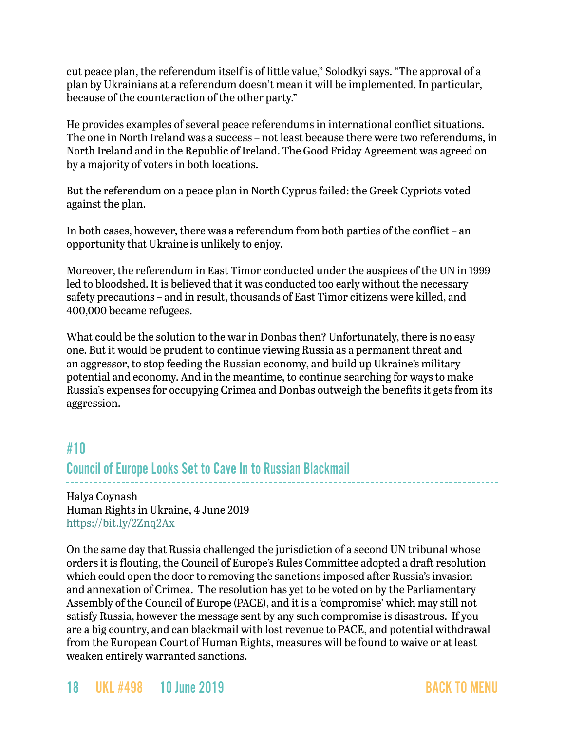cut peace plan, the referendum itself is of little value," Solodkyi says. "The approval of a plan by Ukrainians at a referendum doesn't mean it will be implemented. In particular, because of the counteraction of the other party."

He provides examples of several peace referendums in international conflict situations. The one in North Ireland was a success – not least because there were two referendums, in North Ireland and in the Republic of Ireland. The Good Friday Agreement was agreed on by a majority of voters in both locations.

But the referendum on a peace plan in North Cyprus failed: the Greek Cypriots voted against the plan.

In both cases, however, there was a referendum from both parties of the conflict – an opportunity that Ukraine is unlikely to enjoy.

Moreover, the referendum in East Timor conducted under the auspices of the UN in 1999 led to bloodshed. It is believed that it was conducted too early without the necessary safety precautions – and in result, thousands of East Timor citizens were killed, and 400,000 became refugees.

What could be the solution to the war in Donbas then? Unfortunately, there is no easy one. But it would be prudent to continue viewing Russia as a permanent threat and an aggressor, to stop feeding the Russian economy, and build up Ukraine's military potential and economy. And in the meantime, to continue searching for ways to make Russia's expenses for occupying Crimea and Donbas outweigh the benefits it gets from its aggression.

## #10

## Council of Europe Looks Set to Cave In to Russian Blackmail

Halya Coynash
Human Rights in Ukraine, 4 June 2019
https://bit.ly/2Znq2Ax

On the same day that Russia challenged the jurisdiction of a second UN tribunal whose orders it is flouting, the Council of Europe's Rules Committee adopted a draft resolution which could open the door to removing the sanctions imposed after Russia's invasion and annexation of Crimea. The resolution has yet to be voted on by the Parliamentary Assembly of the Council of Europe (PACE), and it is a 'compromise' which may still not satisfy Russia, however the message sent by any such compromise is disastrous. If you are a big country, and can blackmail with lost revenue to PACE, and potential withdrawal from the European Court of Human Rights, measures will be found to waive or at least weaken entirely warranted sanctions.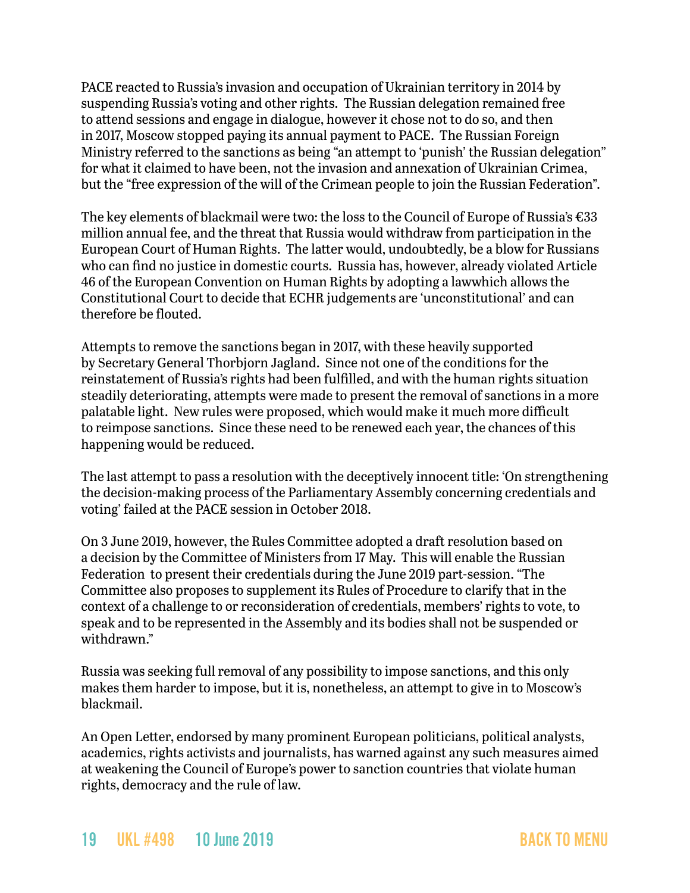PACE reacted to Russia's invasion and occupation of Ukrainian territory in 2014 by suspending Russia's voting and other rights. The Russian delegation remained free to attend sessions and engage in dialogue, however it chose not to do so, and then in 2017, Moscow stopped paying its annual payment to PACE. The Russian Foreign Ministry referred to the sanctions as being "an attempt to 'punish' the Russian delegation" for what it claimed to have been, not the invasion and annexation of Ukrainian Crimea, but the "free expression of the will of the Crimean people to join the Russian Federation".

The key elements of blackmail were two: the loss to the Council of Europe of Russia's €33 million annual fee, and the threat that Russia would withdraw from participation in the European Court of Human Rights. The latter would, undoubtedly, be a blow for Russians who can find no justice in domestic courts. Russia has, however, already violated Article 46 of the European Convention on Human Rights by adopting a lawwhich allows the Constitutional Court to decide that ECHR judgements are 'unconstitutional' and can therefore be flouted.

Attempts to remove the sanctions began in 2017, with these heavily supported by Secretary General Thorbjorn Jagland. Since not one of the conditions for the reinstatement of Russia's rights had been fulfilled, and with the human rights situation steadily deteriorating, attempts were made to present the removal of sanctions in a more palatable light. New rules were proposed, which would make it much more difficult to reimpose sanctions. Since these need to be renewed each year, the chances of this happening would be reduced.

The last attempt to pass a resolution with the deceptively innocent title: 'On strengthening the decision-making process of the Parliamentary Assembly concerning credentials and voting' failed at the PACE session in October 2018.

On 3 June 2019, however, the Rules Committee adopted a draft resolution based on a decision by the Committee of Ministers from 17 May. This will enable the Russian Federation to present their credentials during the June 2019 part-session. "The Committee also proposes to supplement its Rules of Procedure to clarify that in the context of a challenge to or reconsideration of credentials, members' rights to vote, to speak and to be represented in the Assembly and its bodies shall not be suspended or withdrawn."

Russia was seeking full removal of any possibility to impose sanctions, and this only makes them harder to impose, but it is, nonetheless, an attempt to give in to Moscow's blackmail.

An Open Letter, endorsed by many prominent European politicians, political analysts, academics, rights activists and journalists, has warned against any such measures aimed at weakening the Council of Europe's power to sanction countries that violate human rights, democracy and the rule of law.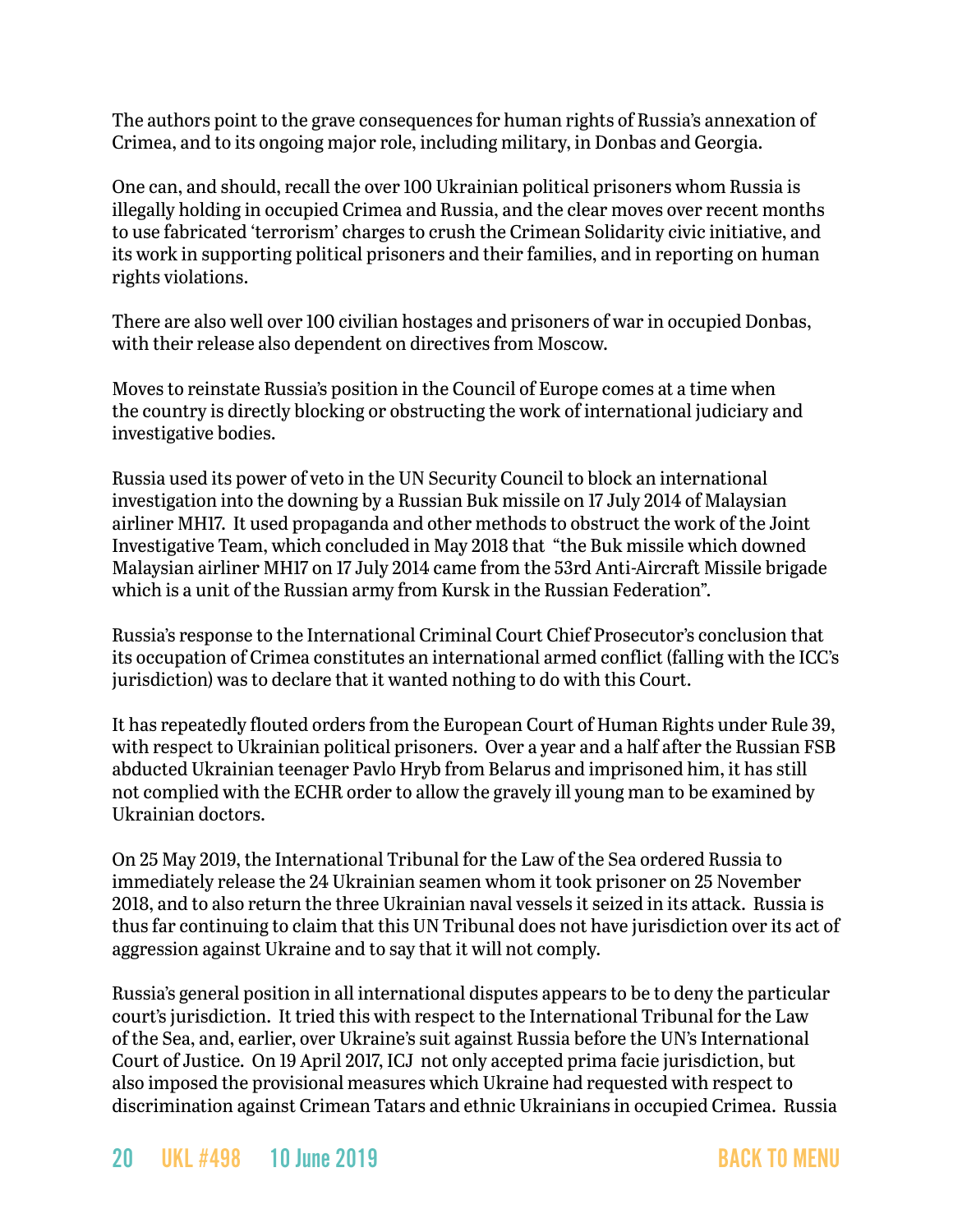The authors point to the grave consequences for human rights of Russia's annexation of Crimea, and to its ongoing major role, including military, in Donbas and Georgia.

One can, and should, recall the over 100 Ukrainian political prisoners whom Russia is illegally holding in occupied Crimea and Russia, and the clear moves over recent months to use fabricated 'terrorism' charges to crush the Crimean Solidarity civic initiative, and its work in supporting political prisoners and their families, and in reporting on human rights violations.

There are also well over 100 civilian hostages and prisoners of war in occupied Donbas, with their release also dependent on directives from Moscow.

Moves to reinstate Russia's position in the Council of Europe comes at a time when the country is directly blocking or obstructing the work of international judiciary and investigative bodies.

Russia used its power of veto in the UN Security Council to block an international investigation into the downing by a Russian Buk missile on 17 July 2014 of Malaysian airliner MH17. It used propaganda and other methods to obstruct the work of the Joint Investigative Team, which concluded in May 2018 that "the Buk missile which downed Malaysian airliner MH17 on 17 July 2014 came from the 53rd Anti-Aircraft Missile brigade which is a unit of the Russian army from Kursk in the Russian Federation".

Russia's response to the International Criminal Court Chief Prosecutor's conclusion that its occupation of Crimea constitutes an international armed conflict (falling with the ICC's jurisdiction) was to declare that it wanted nothing to do with this Court.

It has repeatedly flouted orders from the European Court of Human Rights under Rule 39, with respect to Ukrainian political prisoners. Over a year and a half after the Russian FSB abducted Ukrainian teenager Pavlo Hryb from Belarus and imprisoned him, it has still not complied with the ECHR order to allow the gravely ill young man to be examined by Ukrainian doctors.

On 25 May 2019, the International Tribunal for the Law of the Sea ordered Russia to immediately release the 24 Ukrainian seamen whom it took prisoner on 25 November 2018, and to also return the three Ukrainian naval vessels it seized in its attack. Russia is thus far continuing to claim that this UN Tribunal does not have jurisdiction over its act of aggression against Ukraine and to say that it will not comply.

Russia's general position in all international disputes appears to be to deny the particular court's jurisdiction. It tried this with respect to the International Tribunal for the Law of the Sea, and, earlier, over Ukraine's suit against Russia before the UN's International Court of Justice. On 19 April 2017, ICJ not only accepted prima facie jurisdiction, but also imposed the provisional measures which Ukraine had requested with respect to discrimination against Crimean Tatars and ethnic Ukrainians in occupied Crimea. Russia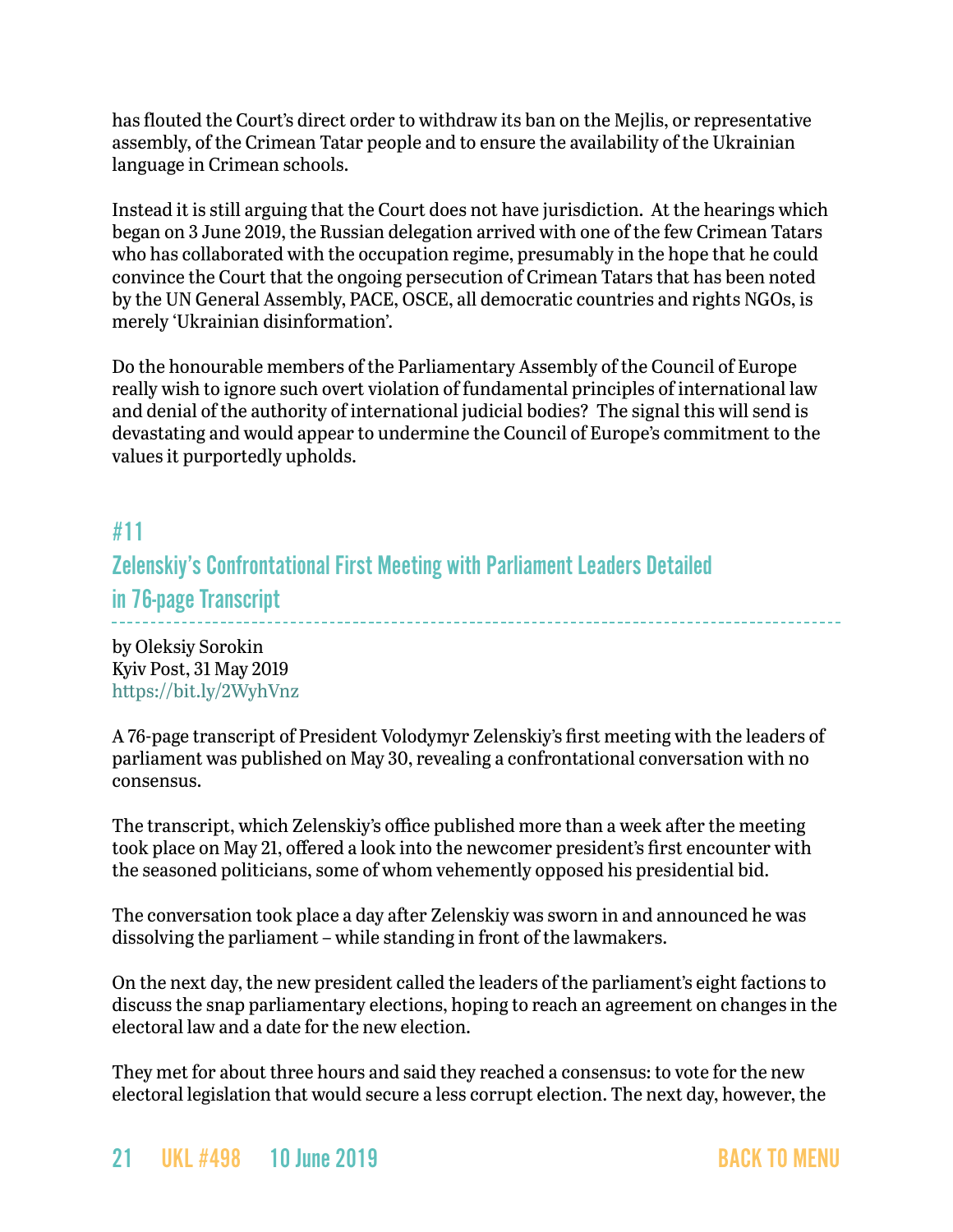has flouted the Court's direct order to withdraw its ban on the Mejlis, or representative assembly, of the Crimean Tatar people and to ensure the availability of the Ukrainian language in Crimean schools.

Instead it is still arguing that the Court does not have jurisdiction. At the hearings which began on 3 June 2019, the Russian delegation arrived with one of the few Crimean Tatars who has collaborated with the occupation regime, presumably in the hope that he could convince the Court that the ongoing persecution of Crimean Tatars that has been noted by the UN General Assembly, PACE, OSCE, all democratic countries and rights NGOs, is merely 'Ukrainian disinformation'.

Do the honourable members of the Parliamentary Assembly of the Council of Europe really wish to ignore such overt violation of fundamental principles of international law and denial of the authority of international judicial bodies? The signal this will send is devastating and would appear to undermine the Council of Europe's commitment to the values it purportedly upholds.

## #11

## Zelenskiy's Confrontational First Meeting with Parliament Leaders Detailed in 76-page Transcript

by Oleksiy Sorokin
Kyiv Post, 31 May 2019
https://bit.ly/2WyhVnz

A 76-page transcript of President Volodymyr Zelenskiy's first meeting with the leaders of parliament was published on May 30, revealing a confrontational conversation with no consensus.

The transcript, which Zelenskiy's office published more than a week after the meeting took place on May 21, offered a look into the newcomer president's first encounter with the seasoned politicians, some of whom vehemently opposed his presidential bid.

The conversation took place a day after Zelenskiy was sworn in and announced he was dissolving the parliament – while standing in front of the lawmakers.

On the next day, the new president called the leaders of the parliament's eight factions to discuss the snap parliamentary elections, hoping to reach an agreement on changes in the electoral law and a date for the new election.

They met for about three hours and said they reached a consensus: to vote for the new electoral legislation that would secure a less corrupt election. The next day, however, the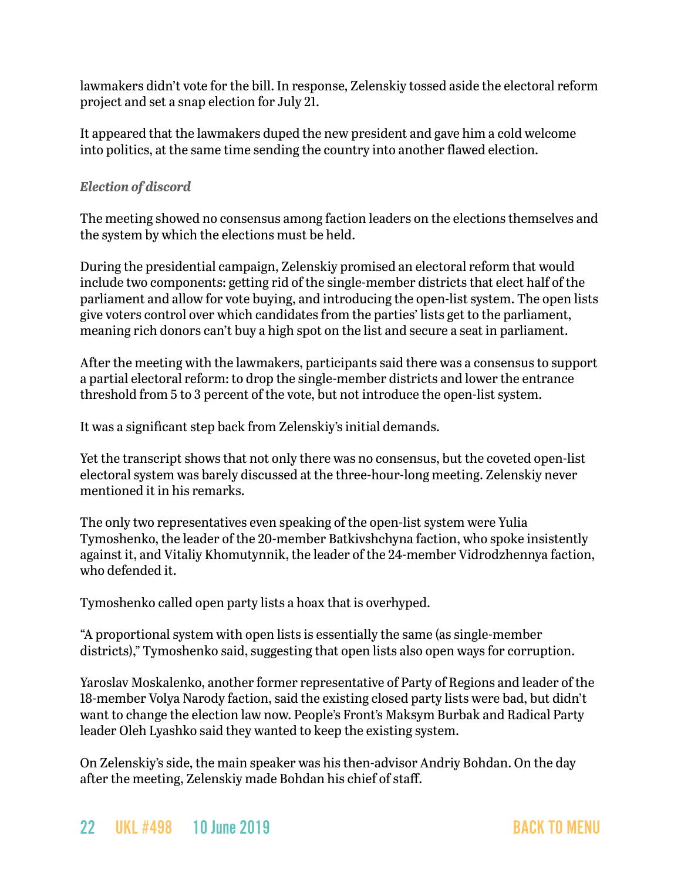lawmakers didn't vote for the bill. In response, Zelenskiy tossed aside the electoral reform project and set a snap election for July 21.

It appeared that the lawmakers duped the new president and gave him a cold welcome into politics, at the same time sending the country into another flawed election.

***Election of discord***

The meeting showed no consensus among faction leaders on the elections themselves and the system by which the elections must be held.

During the presidential campaign, Zelenskiy promised an electoral reform that would include two components: getting rid of the single-member districts that elect half of the parliament and allow for vote buying, and introducing the open-list system. The open lists give voters control over which candidates from the parties' lists get to the parliament, meaning rich donors can't buy a high spot on the list and secure a seat in parliament.

After the meeting with the lawmakers, participants said there was a consensus to support a partial electoral reform: to drop the single-member districts and lower the entrance threshold from 5 to 3 percent of the vote, but not introduce the open-list system.

It was a significant step back from Zelenskiy's initial demands.

Yet the transcript shows that not only there was no consensus, but the coveted open-list electoral system was barely discussed at the three-hour-long meeting. Zelenskiy never mentioned it in his remarks.

The only two representatives even speaking of the open-list system were Yulia Tymoshenko, the leader of the 20-member Batkivshchyna faction, who spoke insistently against it, and Vitaliy Khomutynnik, the leader of the 24-member Vidrodzhennya faction, who defended it.

Tymoshenko called open party lists a hoax that is overhyped.

"A proportional system with open lists is essentially the same (as single-member districts)," Tymoshenko said, suggesting that open lists also open ways for corruption.

Yaroslav Moskalenko, another former representative of Party of Regions and leader of the 18-member Volya Narody faction, said the existing closed party lists were bad, but didn't want to change the election law now. People's Front's Maksym Burbak and Radical Party leader Oleh Lyashko said they wanted to keep the existing system.

On Zelenskiy's side, the main speaker was his then-advisor Andriy Bohdan. On the day after the meeting, Zelenskiy made Bohdan his chief of staff.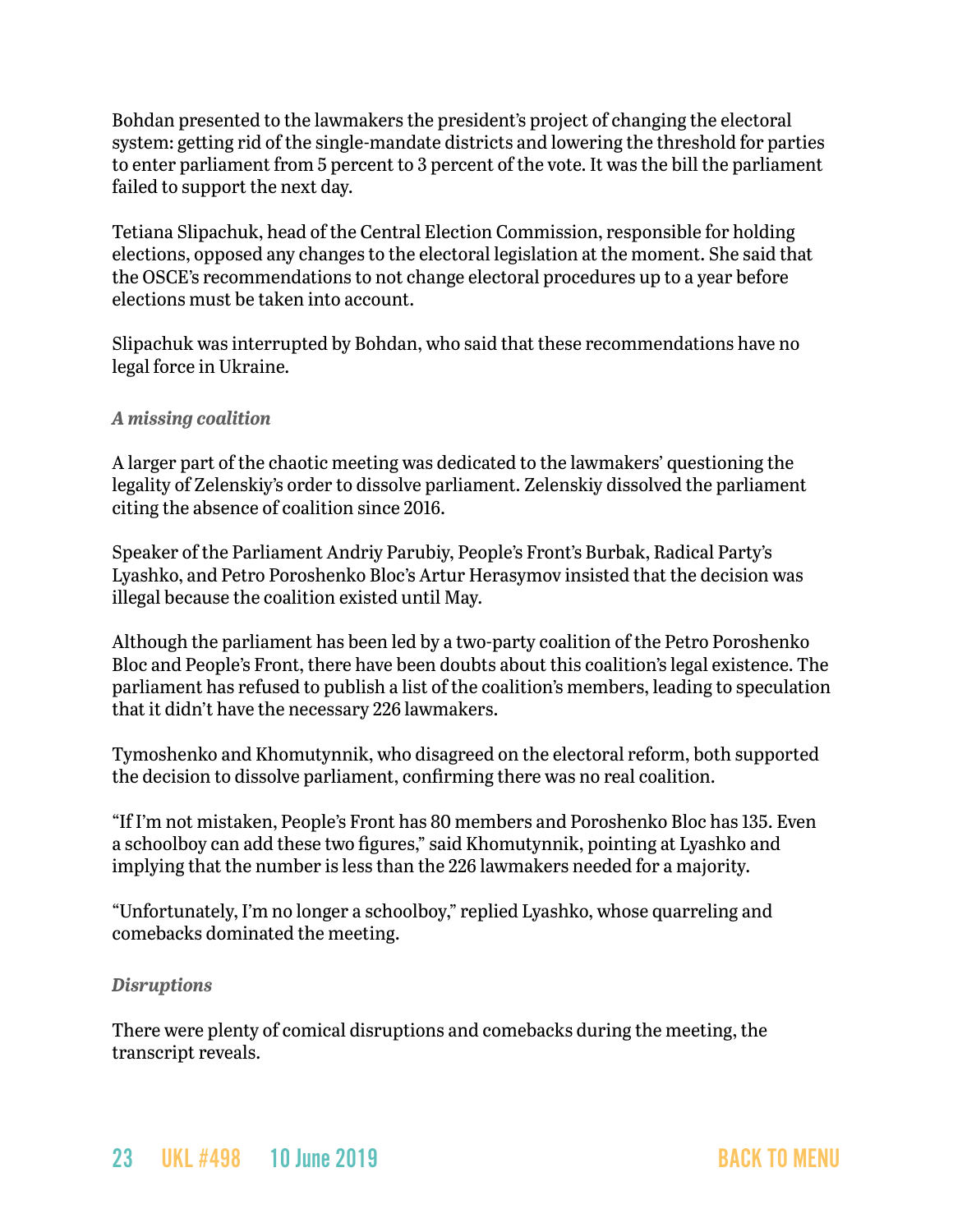Bohdan presented to the lawmakers the president's project of changing the electoral system: getting rid of the single-mandate districts and lowering the threshold for parties to enter parliament from 5 percent to 3 percent of the vote. It was the bill the parliament failed to support the next day.

Tetiana Slipachuk, head of the Central Election Commission, responsible for holding elections, opposed any changes to the electoral legislation at the moment. She said that the OSCE's recommendations to not change electoral procedures up to a year before elections must be taken into account.

Slipachuk was interrupted by Bohdan, who said that these recommendations have no legal force in Ukraine.

### *A missing coalition*

A larger part of the chaotic meeting was dedicated to the lawmakers' questioning the legality of Zelenskiy's order to dissolve parliament. Zelenskiy dissolved the parliament citing the absence of coalition since 2016.

Speaker of the Parliament Andriy Parubiy, People's Front's Burbak, Radical Party's Lyashko, and Petro Poroshenko Bloc's Artur Herasymov insisted that the decision was illegal because the coalition existed until May.

Although the parliament has been led by a two-party coalition of the Petro Poroshenko Bloc and People's Front, there have been doubts about this coalition's legal existence. The parliament has refused to publish a list of the coalition's members, leading to speculation that it didn't have the necessary 226 lawmakers.

Tymoshenko and Khomutynnik, who disagreed on the electoral reform, both supported the decision to dissolve parliament, confirming there was no real coalition.

"If I'm not mistaken, People's Front has 80 members and Poroshenko Bloc has 135. Even a schoolboy can add these two figures," said Khomutynnik, pointing at Lyashko and implying that the number is less than the 226 lawmakers needed for a majority.

"Unfortunately, I'm no longer a schoolboy," replied Lyashko, whose quarreling and comebacks dominated the meeting.

### *Disruptions*

There were plenty of comical disruptions and comebacks during the meeting, the transcript reveals.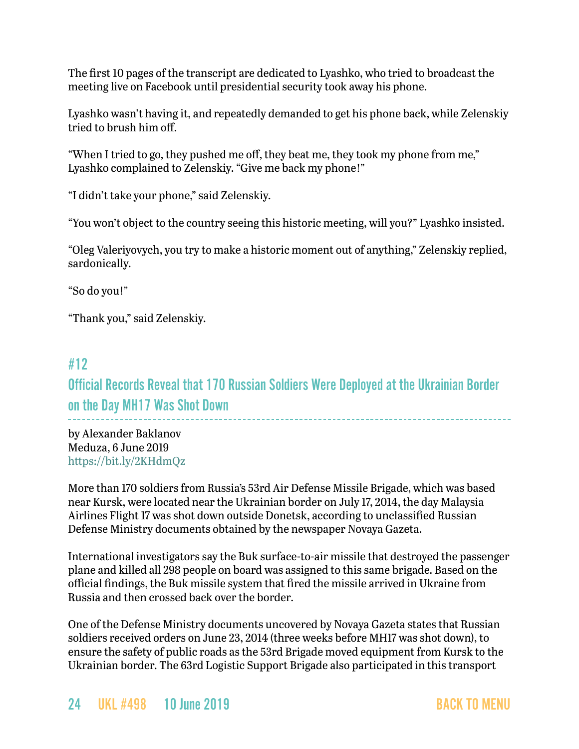The first 10 pages of the transcript are dedicated to Lyashko, who tried to broadcast the meeting live on Facebook until presidential security took away his phone.

Lyashko wasn't having it, and repeatedly demanded to get his phone back, while Zelenskiy tried to brush him off.

"When I tried to go, they pushed me off, they beat me, they took my phone from me," Lyashko complained to Zelenskiy. "Give me back my phone!"

"I didn't take your phone," said Zelenskiy.

"You won't object to the country seeing this historic meeting, will you?" Lyashko insisted.

"Oleg Valeriyovych, you try to make a historic moment out of anything," Zelenskiy replied, sardonically.

"So do you!"

"Thank you," said Zelenskiy.

## #12

## Official Records Reveal that 170 Russian Soldiers Were Deployed at the Ukrainian Border on the Day MH17 Was Shot Down

by Alexander Baklanov
Meduza, 6 June 2019
https://bit.ly/2KHdmQz

More than 170 soldiers from Russia's 53rd Air Defense Missile Brigade, which was based near Kursk, were located near the Ukrainian border on July 17, 2014, the day Malaysia Airlines Flight 17 was shot down outside Donetsk, according to unclassified Russian Defense Ministry documents obtained by the newspaper Novaya Gazeta.

International investigators say the Buk surface-to-air missile that destroyed the passenger plane and killed all 298 people on board was assigned to this same brigade. Based on the official findings, the Buk missile system that fired the missile arrived in Ukraine from Russia and then crossed back over the border.

One of the Defense Ministry documents uncovered by Novaya Gazeta states that Russian soldiers received orders on June 23, 2014 (three weeks before MH17 was shot down), to ensure the safety of public roads as the 53rd Brigade moved equipment from Kursk to the Ukrainian border. The 63rd Logistic Support Brigade also participated in this transport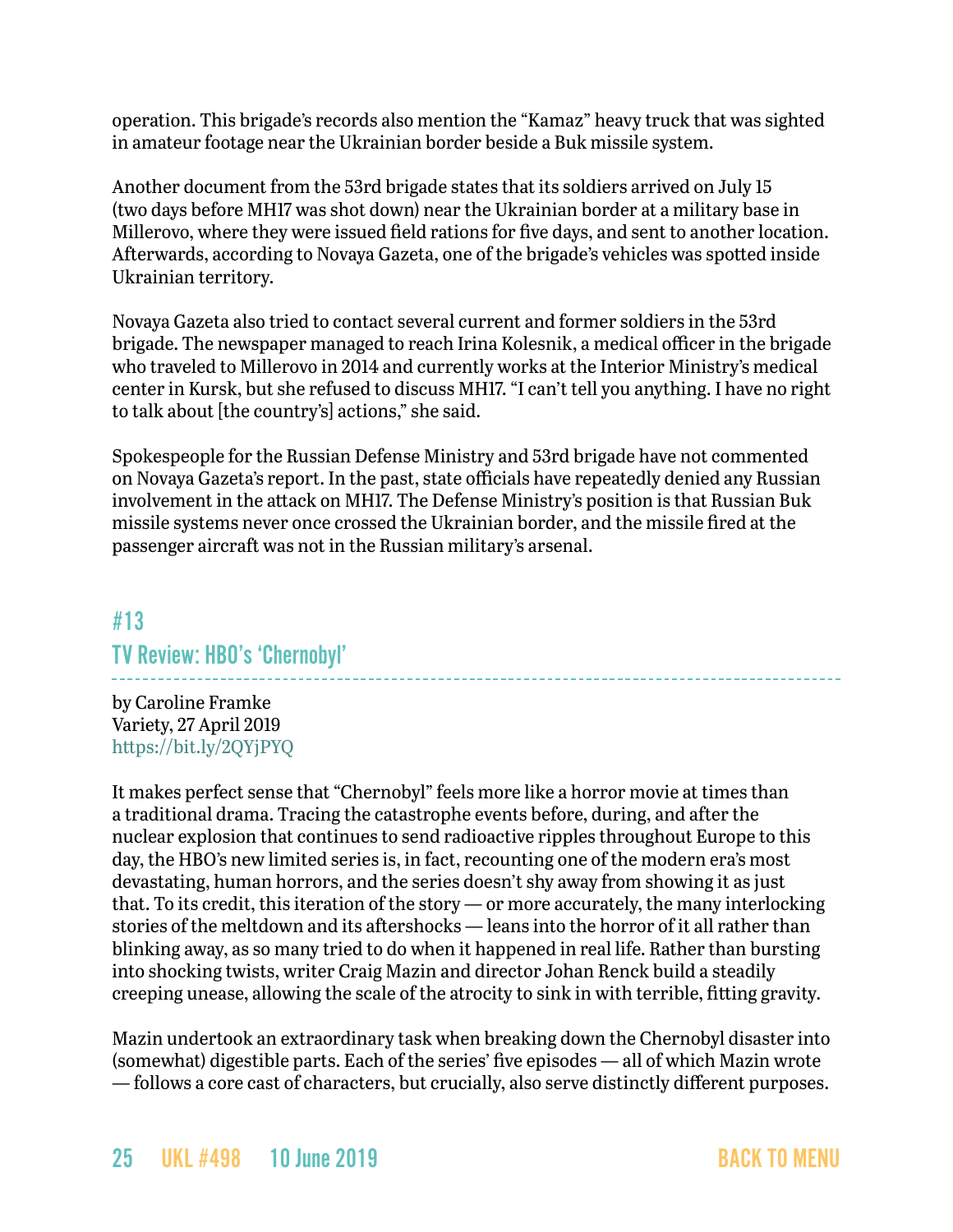operation. This brigade's records also mention the "Kamaz" heavy truck that was sighted in amateur footage near the Ukrainian border beside a Buk missile system.

Another document from the 53rd brigade states that its soldiers arrived on July 15 (two days before MH17 was shot down) near the Ukrainian border at a military base in Millerovo, where they were issued field rations for five days, and sent to another location. Afterwards, according to Novaya Gazeta, one of the brigade's vehicles was spotted inside Ukrainian territory.

Novaya Gazeta also tried to contact several current and former soldiers in the 53rd brigade. The newspaper managed to reach Irina Kolesnik, a medical officer in the brigade who traveled to Millerovo in 2014 and currently works at the Interior Ministry's medical center in Kursk, but she refused to discuss MH17. "I can't tell you anything. I have no right to talk about [the country's] actions," she said.

Spokespeople for the Russian Defense Ministry and 53rd brigade have not commented on Novaya Gazeta's report. In the past, state officials have repeatedly denied any Russian involvement in the attack on MH17. The Defense Ministry's position is that Russian Buk missile systems never once crossed the Ukrainian border, and the missile fired at the passenger aircraft was not in the Russian military's arsenal.

## #13
## TV Review: HBO's 'Chernobyl'

by Caroline Framke
Variety, 27 April 2019
https://bit.ly/2QYjPYQ

It makes perfect sense that "Chernobyl" feels more like a horror movie at times than a traditional drama. Tracing the catastrophe events before, during, and after the nuclear explosion that continues to send radioactive ripples throughout Europe to this day, the HBO's new limited series is, in fact, recounting one of the modern era's most devastating, human horrors, and the series doesn't shy away from showing it as just that. To its credit, this iteration of the story — or more accurately, the many interlocking stories of the meltdown and its aftershocks — leans into the horror of it all rather than blinking away, as so many tried to do when it happened in real life. Rather than bursting into shocking twists, writer Craig Mazin and director Johan Renck build a steadily creeping unease, allowing the scale of the atrocity to sink in with terrible, fitting gravity.

Mazin undertook an extraordinary task when breaking down the Chernobyl disaster into (somewhat) digestible parts. Each of the series' five episodes — all of which Mazin wrote — follows a core cast of characters, but crucially, also serve distinctly different purposes.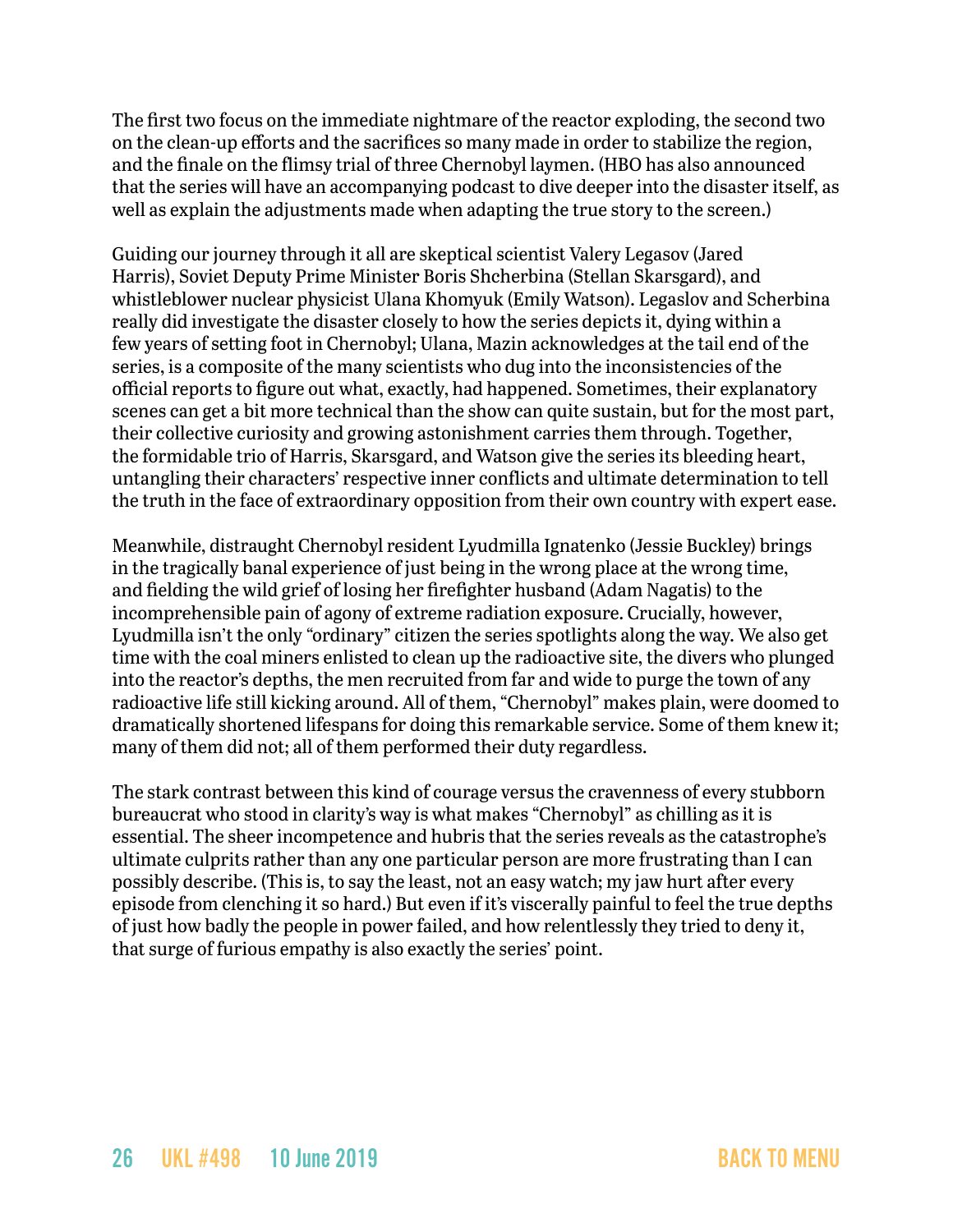The first two focus on the immediate nightmare of the reactor exploding, the second two on the clean-up efforts and the sacrifices so many made in order to stabilize the region, and the finale on the flimsy trial of three Chernobyl laymen. (HBO has also announced that the series will have an accompanying podcast to dive deeper into the disaster itself, as well as explain the adjustments made when adapting the true story to the screen.)

Guiding our journey through it all are skeptical scientist Valery Legasov (Jared Harris), Soviet Deputy Prime Minister Boris Shcherbina (Stellan Skarsgard), and whistleblower nuclear physicist Ulana Khomyuk (Emily Watson). Legaslov and Scherbina really did investigate the disaster closely to how the series depicts it, dying within a few years of setting foot in Chernobyl; Ulana, Mazin acknowledges at the tail end of the series, is a composite of the many scientists who dug into the inconsistencies of the official reports to figure out what, exactly, had happened. Sometimes, their explanatory scenes can get a bit more technical than the show can quite sustain, but for the most part, their collective curiosity and growing astonishment carries them through. Together, the formidable trio of Harris, Skarsgard, and Watson give the series its bleeding heart, untangling their characters' respective inner conflicts and ultimate determination to tell the truth in the face of extraordinary opposition from their own country with expert ease.

Meanwhile, distraught Chernobyl resident Lyudmilla Ignatenko (Jessie Buckley) brings in the tragically banal experience of just being in the wrong place at the wrong time, and fielding the wild grief of losing her firefighter husband (Adam Nagatis) to the incomprehensible pain of agony of extreme radiation exposure. Crucially, however, Lyudmilla isn't the only "ordinary" citizen the series spotlights along the way. We also get time with the coal miners enlisted to clean up the radioactive site, the divers who plunged into the reactor's depths, the men recruited from far and wide to purge the town of any radioactive life still kicking around. All of them, "Chernobyl" makes plain, were doomed to dramatically shortened lifespans for doing this remarkable service. Some of them knew it; many of them did not; all of them performed their duty regardless.

The stark contrast between this kind of courage versus the cravenness of every stubborn bureaucrat who stood in clarity's way is what makes "Chernobyl" as chilling as it is essential. The sheer incompetence and hubris that the series reveals as the catastrophe's ultimate culprits rather than any one particular person are more frustrating than I can possibly describe. (This is, to say the least, not an easy watch; my jaw hurt after every episode from clenching it so hard.) But even if it's viscerally painful to feel the true depths of just how badly the people in power failed, and how relentlessly they tried to deny it, that surge of furious empathy is also exactly the series' point.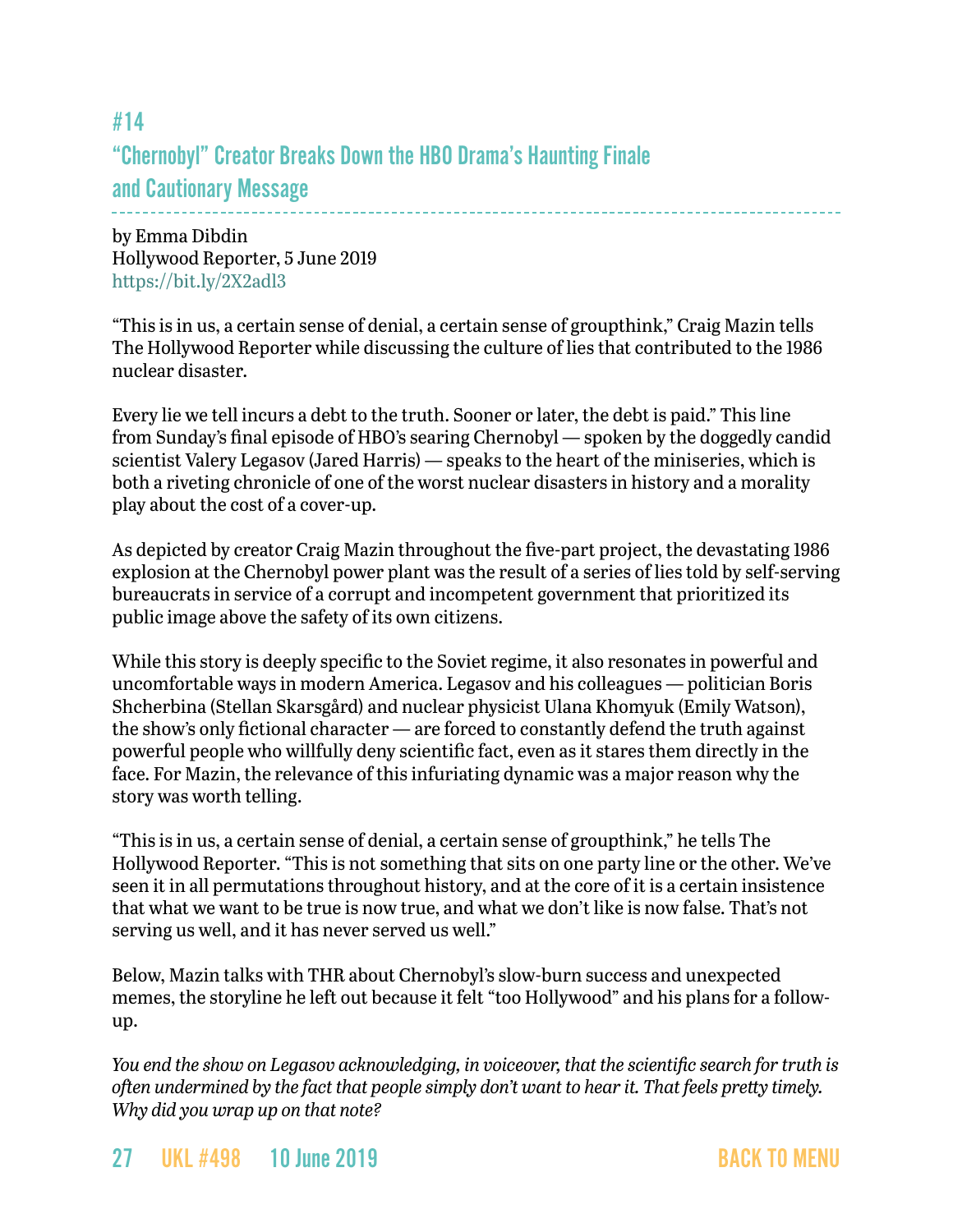## #14

## "Chernobyl" Creator Breaks Down the HBO Drama's Haunting Finale and Cautionary Message

by Emma Dibdin
Hollywood Reporter, 5 June 2019
https://bit.ly/2X2adl3

"This is in us, a certain sense of denial, a certain sense of groupthink," Craig Mazin tells The Hollywood Reporter while discussing the culture of lies that contributed to the 1986 nuclear disaster.

Every lie we tell incurs a debt to the truth. Sooner or later, the debt is paid." This line from Sunday's final episode of HBO's searing Chernobyl — spoken by the doggedly candid scientist Valery Legasov (Jared Harris) — speaks to the heart of the miniseries, which is both a riveting chronicle of one of the worst nuclear disasters in history and a morality play about the cost of a cover-up.

As depicted by creator Craig Mazin throughout the five-part project, the devastating 1986 explosion at the Chernobyl power plant was the result of a series of lies told by self-serving bureaucrats in service of a corrupt and incompetent government that prioritized its public image above the safety of its own citizens.

While this story is deeply specific to the Soviet regime, it also resonates in powerful and uncomfortable ways in modern America. Legasov and his colleagues — politician Boris Shcherbina (Stellan Skarsgård) and nuclear physicist Ulana Khomyuk (Emily Watson), the show's only fictional character — are forced to constantly defend the truth against powerful people who willfully deny scientific fact, even as it stares them directly in the face. For Mazin, the relevance of this infuriating dynamic was a major reason why the story was worth telling.

"This is in us, a certain sense of denial, a certain sense of groupthink," he tells The Hollywood Reporter. "This is not something that sits on one party line or the other. We've seen it in all permutations throughout history, and at the core of it is a certain insistence that what we want to be true is now true, and what we don't like is now false. That's not serving us well, and it has never served us well."

Below, Mazin talks with THR about Chernobyl's slow-burn success and unexpected memes, the storyline he left out because it felt "too Hollywood" and his plans for a follow-up.

*You end the show on Legasov acknowledging, in voiceover, that the scientific search for truth is often undermined by the fact that people simply don't want to hear it. That feels pretty timely. Why did you wrap up on that note?*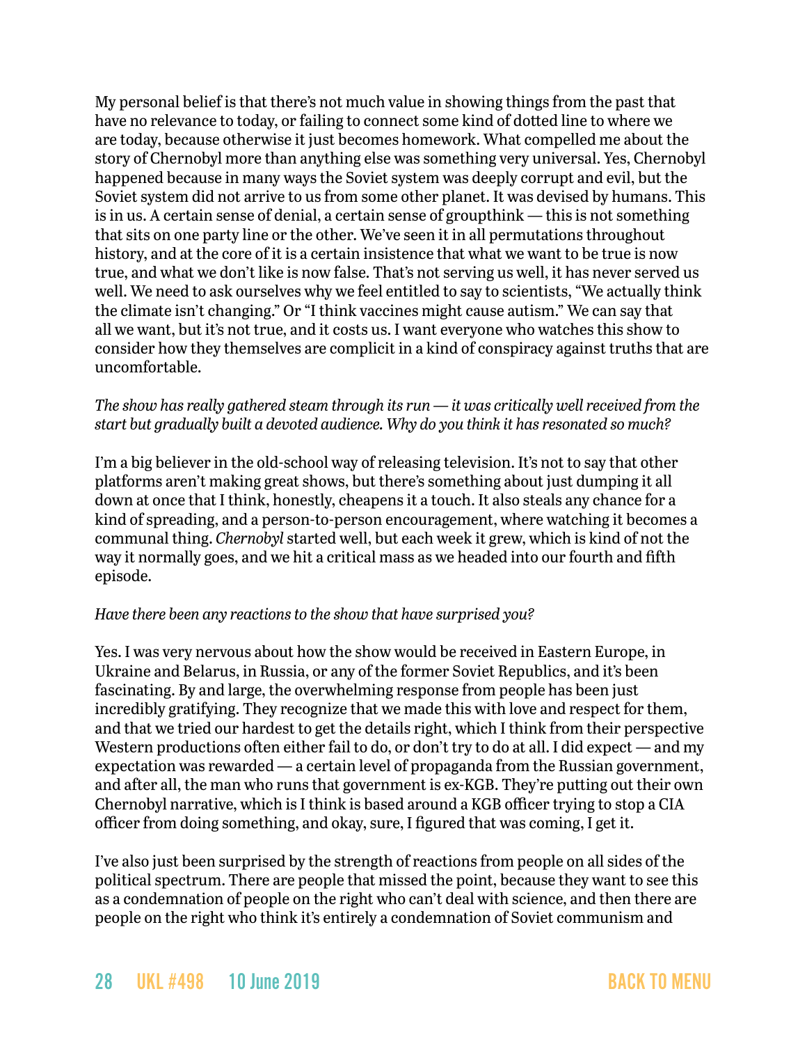My personal belief is that there's not much value in showing things from the past that have no relevance to today, or failing to connect some kind of dotted line to where we are today, because otherwise it just becomes homework. What compelled me about the story of Chernobyl more than anything else was something very universal. Yes, Chernobyl happened because in many ways the Soviet system was deeply corrupt and evil, but the Soviet system did not arrive to us from some other planet. It was devised by humans. This is in us. A certain sense of denial, a certain sense of groupthink — this is not something that sits on one party line or the other. We've seen it in all permutations throughout history, and at the core of it is a certain insistence that what we want to be true is now true, and what we don't like is now false. That's not serving us well, it has never served us well. We need to ask ourselves why we feel entitled to say to scientists, "We actually think the climate isn't changing." Or "I think vaccines might cause autism." We can say that all we want, but it's not true, and it costs us. I want everyone who watches this show to consider how they themselves are complicit in a kind of conspiracy against truths that are uncomfortable.

*The show has really gathered steam through its run — it was critically well received from the start but gradually built a devoted audience. Why do you think it has resonated so much?*

I'm a big believer in the old-school way of releasing television. It's not to say that other platforms aren't making great shows, but there's something about just dumping it all down at once that I think, honestly, cheapens it a touch. It also steals any chance for a kind of spreading, and a person-to-person encouragement, where watching it becomes a communal thing. *Chernobyl* started well, but each week it grew, which is kind of not the way it normally goes, and we hit a critical mass as we headed into our fourth and fifth episode.

*Have there been any reactions to the show that have surprised you?*

Yes. I was very nervous about how the show would be received in Eastern Europe, in Ukraine and Belarus, in Russia, or any of the former Soviet Republics, and it's been fascinating. By and large, the overwhelming response from people has been just incredibly gratifying. They recognize that we made this with love and respect for them, and that we tried our hardest to get the details right, which I think from their perspective Western productions often either fail to do, or don't try to do at all. I did expect — and my expectation was rewarded — a certain level of propaganda from the Russian government, and after all, the man who runs that government is ex-KGB. They're putting out their own Chernobyl narrative, which is I think is based around a KGB officer trying to stop a CIA officer from doing something, and okay, sure, I figured that was coming, I get it.

I've also just been surprised by the strength of reactions from people on all sides of the political spectrum. There are people that missed the point, because they want to see this as a condemnation of people on the right who can't deal with science, and then there are people on the right who think it's entirely a condemnation of Soviet communism and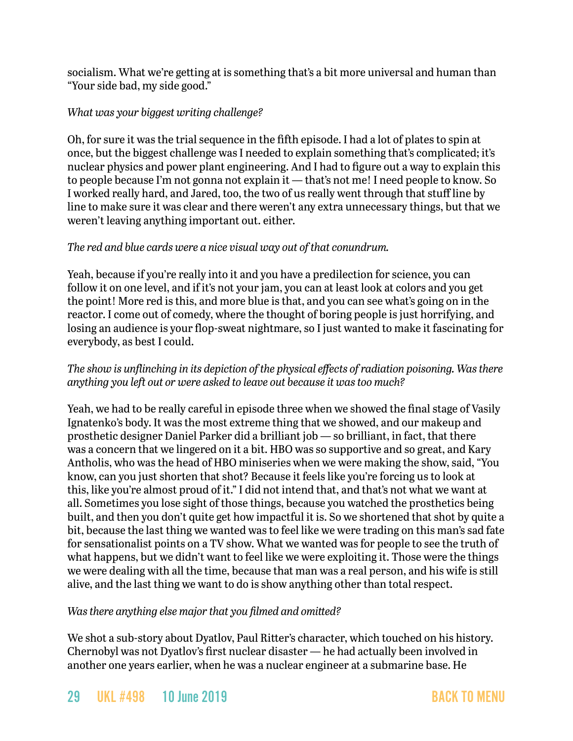socialism. What we're getting at is something that's a bit more universal and human than "Your side bad, my side good."

*What was your biggest writing challenge?*

Oh, for sure it was the trial sequence in the fifth episode. I had a lot of plates to spin at once, but the biggest challenge was I needed to explain something that's complicated; it's nuclear physics and power plant engineering. And I had to figure out a way to explain this to people because I'm not gonna not explain it — that's not me! I need people to know. So I worked really hard, and Jared, too, the two of us really went through that stuff line by line to make sure it was clear and there weren't any extra unnecessary things, but that we weren't leaving anything important out. either.

*The red and blue cards were a nice visual way out of that conundrum.*

Yeah, because if you're really into it and you have a predilection for science, you can follow it on one level, and if it's not your jam, you can at least look at colors and you get the point! More red is this, and more blue is that, and you can see what's going on in the reactor. I come out of comedy, where the thought of boring people is just horrifying, and losing an audience is your flop-sweat nightmare, so I just wanted to make it fascinating for everybody, as best I could.

*The show is unflinching in its depiction of the physical effects of radiation poisoning. Was there anything you left out or were asked to leave out because it was too much?*

Yeah, we had to be really careful in episode three when we showed the final stage of Vasily Ignatenko's body. It was the most extreme thing that we showed, and our makeup and prosthetic designer Daniel Parker did a brilliant job — so brilliant, in fact, that there was a concern that we lingered on it a bit. HBO was so supportive and so great, and Kary Antholis, who was the head of HBO miniseries when we were making the show, said, "You know, can you just shorten that shot? Because it feels like you're forcing us to look at this, like you're almost proud of it." I did not intend that, and that's not what we want at all. Sometimes you lose sight of those things, because you watched the prosthetics being built, and then you don't quite get how impactful it is. So we shortened that shot by quite a bit, because the last thing we wanted was to feel like we were trading on this man's sad fate for sensationalist points on a TV show. What we wanted was for people to see the truth of what happens, but we didn't want to feel like we were exploiting it. Those were the things we were dealing with all the time, because that man was a real person, and his wife is still alive, and the last thing we want to do is show anything other than total respect.

*Was there anything else major that you filmed and omitted?*

We shot a sub-story about Dyatlov, Paul Ritter's character, which touched on his history. Chernobyl was not Dyatlov's first nuclear disaster — he had actually been involved in another one years earlier, when he was a nuclear engineer at a submarine base. He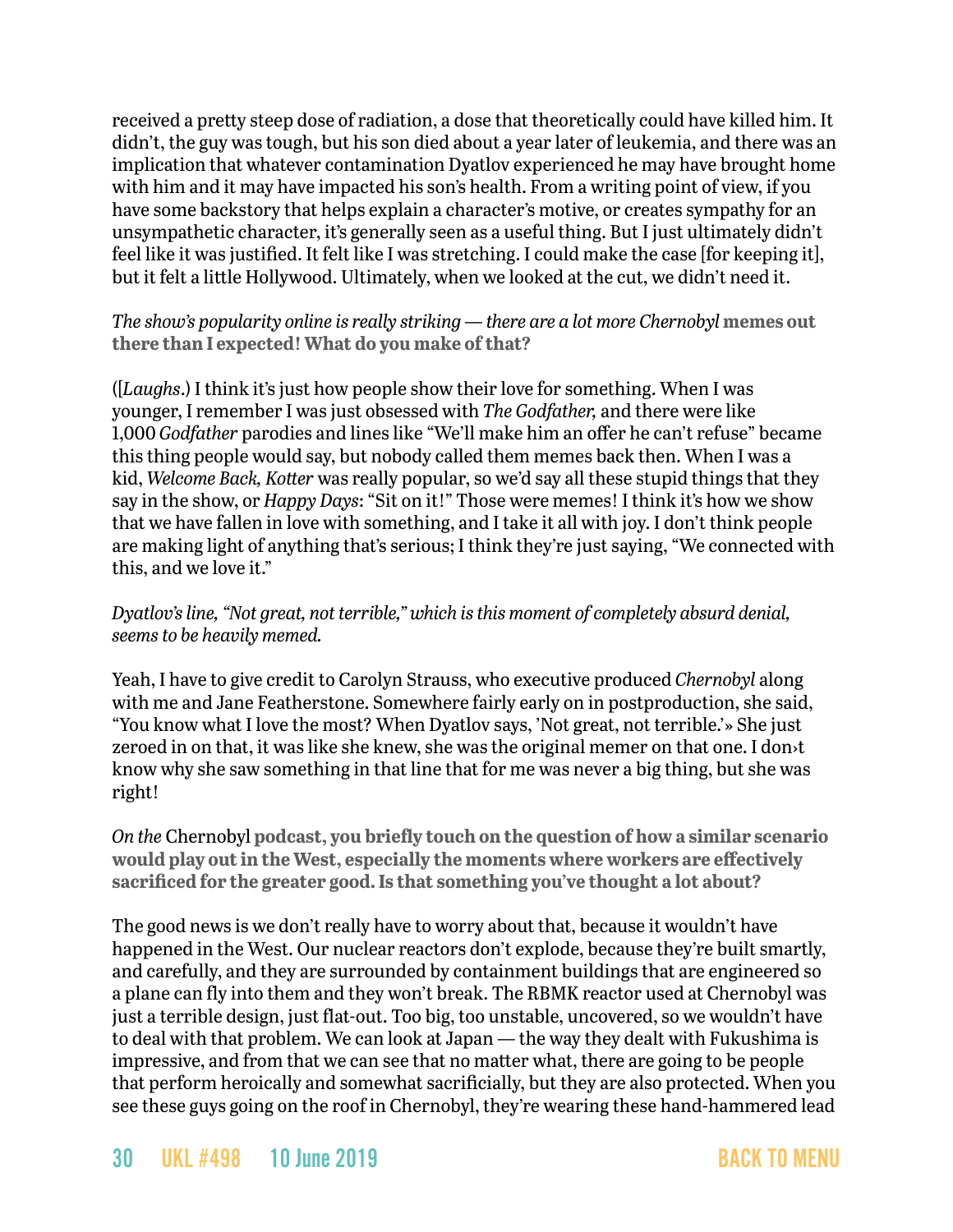received a pretty steep dose of radiation, a dose that theoretically could have killed him. It didn't, the guy was tough, but his son died about a year later of leukemia, and there was an implication that whatever contamination Dyatlov experienced he may have brought home with him and it may have impacted his son's health. From a writing point of view, if you have some backstory that helps explain a character's motive, or creates sympathy for an unsympathetic character, it's generally seen as a useful thing. But I just ultimately didn't feel like it was justified. It felt like I was stretching. I could make the case [for keeping it], but it felt a little Hollywood. Ultimately, when we looked at the cut, we didn't need it.

*The show's popularity online is really striking — there are a lot more Chernobyl* **memes out there than I expected! What do you make of that?**

([*Laughs*.) I think it's just how people show their love for something. When I was younger, I remember I was just obsessed with *The Godfather,* and there were like 1,000 *Godfather* parodies and lines like "We'll make him an offer he can't refuse" became this thing people would say, but nobody called them memes back then. When I was a kid, *Welcome Back, Kotter* was really popular, so we'd say all these stupid things that they say in the show, or *Happy Days*: "Sit on it!" Those were memes! I think it's how we show that we have fallen in love with something, and I take it all with joy. I don't think people are making light of anything that's serious; I think they're just saying, "We connected with this, and we love it."

*Dyatlov's line, "Not great, not terrible," which is this moment of completely absurd denial, seems to be heavily memed.*

Yeah, I have to give credit to Carolyn Strauss, who executive produced *Chernobyl* along with me and Jane Featherstone. Somewhere fairly early on in postproduction, she said, "You know what I love the most? When Dyatlov says, 'Not great, not terrible.'» She just zeroed in on that, it was like she knew, she was the original memer on that one. I don›t know why she saw something in that line that for me was never a big thing, but she was right!

*On the* Chernobyl **podcast, you briefly touch on the question of how a similar scenario would play out in the West, especially the moments where workers are effectively sacrificed for the greater good. Is that something you've thought a lot about?**

The good news is we don't really have to worry about that, because it wouldn't have happened in the West. Our nuclear reactors don't explode, because they're built smartly, and carefully, and they are surrounded by containment buildings that are engineered so a plane can fly into them and they won't break. The RBMK reactor used at Chernobyl was just a terrible design, just flat-out. Too big, too unstable, uncovered, so we wouldn't have to deal with that problem. We can look at Japan — the way they dealt with Fukushima is impressive, and from that we can see that no matter what, there are going to be people that perform heroically and somewhat sacrificially, but they are also protected. When you see these guys going on the roof in Chernobyl, they're wearing these hand-hammered lead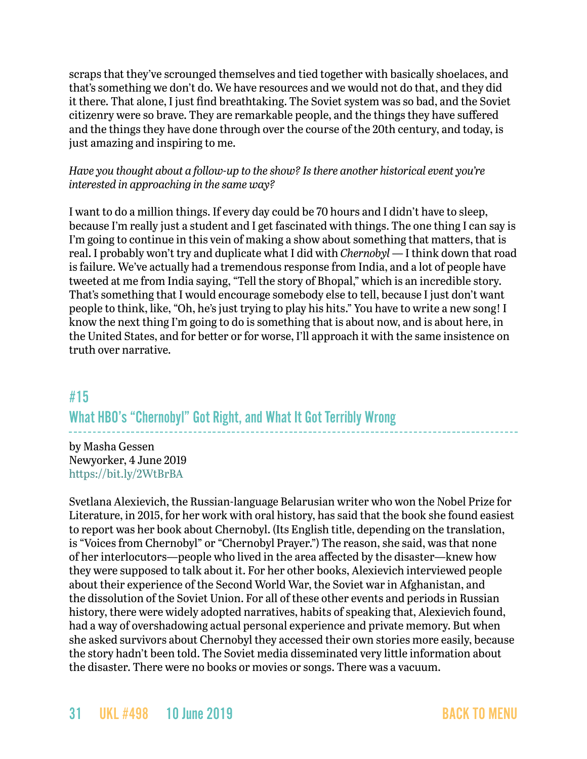scraps that they've scrounged themselves and tied together with basically shoelaces, and that's something we don't do. We have resources and we would not do that, and they did it there. That alone, I just find breathtaking. The Soviet system was so bad, and the Soviet citizenry were so brave. They are remarkable people, and the things they have suffered and the things they have done through over the course of the 20th century, and today, is just amazing and inspiring to me.

*Have you thought about a follow-up to the show? Is there another historical event you're interested in approaching in the same way?*

I want to do a million things. If every day could be 70 hours and I didn't have to sleep, because I'm really just a student and I get fascinated with things. The one thing I can say is I'm going to continue in this vein of making a show about something that matters, that is real. I probably won't try and duplicate what I did with *Chernobyl* — I think down that road is failure. We've actually had a tremendous response from India, and a lot of people have tweeted at me from India saying, "Tell the story of Bhopal," which is an incredible story. That's something that I would encourage somebody else to tell, because I just don't want people to think, like, "Oh, he's just trying to play his hits." You have to write a new song! I know the next thing I'm going to do is something that is about now, and is about here, in the United States, and for better or for worse, I'll approach it with the same insistence on truth over narrative.

## #15
## What HBO's "Chernobyl" Got Right, and What It Got Terribly Wrong

by Masha Gessen
Newyorker, 4 June 2019
https://bit.ly/2WtBrBA

Svetlana Alexievich, the Russian-language Belarusian writer who won the Nobel Prize for Literature, in 2015, for her work with oral history, has said that the book she found easiest to report was her book about Chernobyl. (Its English title, depending on the translation, is "Voices from Chernobyl" or "Chernobyl Prayer.") The reason, she said, was that none of her interlocutors—people who lived in the area affected by the disaster—knew how they were supposed to talk about it. For her other books, Alexievich interviewed people about their experience of the Second World War, the Soviet war in Afghanistan, and the dissolution of the Soviet Union. For all of these other events and periods in Russian history, there were widely adopted narratives, habits of speaking that, Alexievich found, had a way of overshadowing actual personal experience and private memory. But when she asked survivors about Chernobyl they accessed their own stories more easily, because the story hadn't been told. The Soviet media disseminated very little information about the disaster. There were no books or movies or songs. There was a vacuum.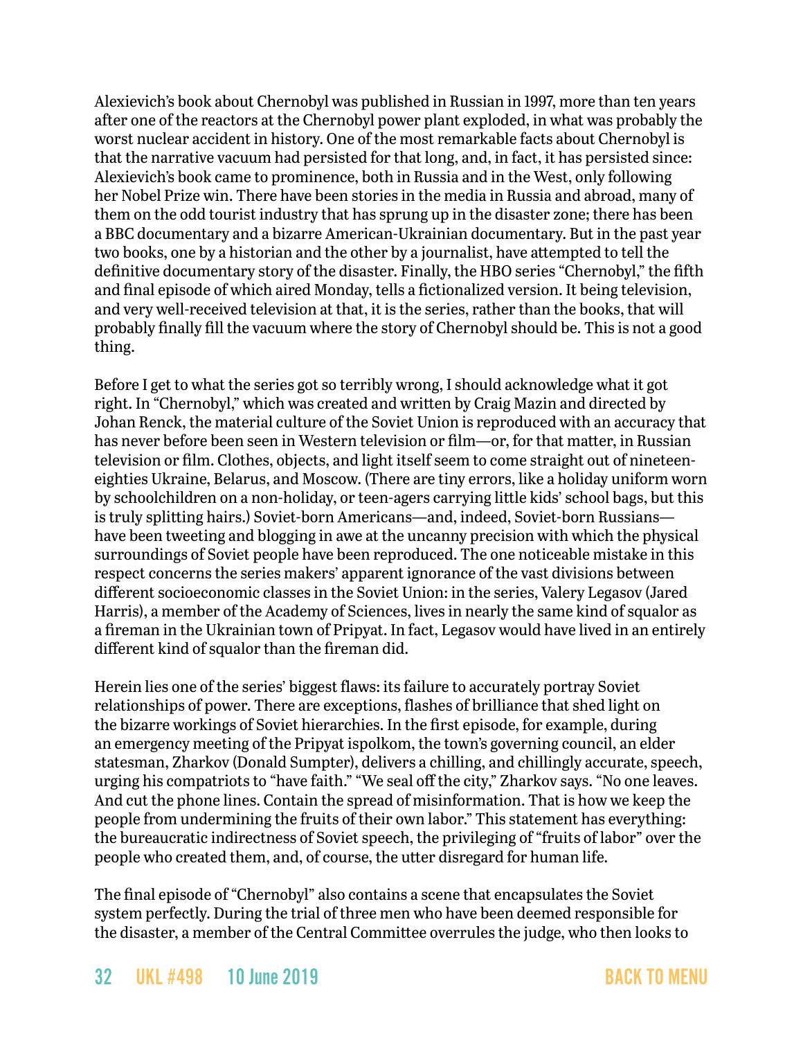Alexievich's book about Chernobyl was published in Russian in 1997, more than ten years after one of the reactors at the Chernobyl power plant exploded, in what was probably the worst nuclear accident in history. One of the most remarkable facts about Chernobyl is that the narrative vacuum had persisted for that long, and, in fact, it has persisted since: Alexievich's book came to prominence, both in Russia and in the West, only following her Nobel Prize win. There have been stories in the media in Russia and abroad, many of them on the odd tourist industry that has sprung up in the disaster zone; there has been a BBC documentary and a bizarre American-Ukrainian documentary. But in the past year two books, one by a historian and the other by a journalist, have attempted to tell the definitive documentary story of the disaster. Finally, the HBO series "Chernobyl," the fifth and final episode of which aired Monday, tells a fictionalized version. It being television, and very well-received television at that, it is the series, rather than the books, that will probably finally fill the vacuum where the story of Chernobyl should be. This is not a good thing.

Before I get to what the series got so terribly wrong, I should acknowledge what it got right. In "Chernobyl," which was created and written by Craig Mazin and directed by Johan Renck, the material culture of the Soviet Union is reproduced with an accuracy that has never before been seen in Western television or film—or, for that matter, in Russian television or film. Clothes, objects, and light itself seem to come straight out of nineteen-eighties Ukraine, Belarus, and Moscow. (There are tiny errors, like a holiday uniform worn by schoolchildren on a non-holiday, or teen-agers carrying little kids' school bags, but this is truly splitting hairs.) Soviet-born Americans—and, indeed, Soviet-born Russians—have been tweeting and blogging in awe at the uncanny precision with which the physical surroundings of Soviet people have been reproduced. The one noticeable mistake in this respect concerns the series makers' apparent ignorance of the vast divisions between different socioeconomic classes in the Soviet Union: in the series, Valery Legasov (Jared Harris), a member of the Academy of Sciences, lives in nearly the same kind of squalor as a fireman in the Ukrainian town of Pripyat. In fact, Legasov would have lived in an entirely different kind of squalor than the fireman did.

Herein lies one of the series' biggest flaws: its failure to accurately portray Soviet relationships of power. There are exceptions, flashes of brilliance that shed light on the bizarre workings of Soviet hierarchies. In the first episode, for example, during an emergency meeting of the Pripyat ispolkom, the town's governing council, an elder statesman, Zharkov (Donald Sumpter), delivers a chilling, and chillingly accurate, speech, urging his compatriots to "have faith." "We seal off the city," Zharkov says. "No one leaves. And cut the phone lines. Contain the spread of misinformation. That is how we keep the people from undermining the fruits of their own labor." This statement has everything: the bureaucratic indirectness of Soviet speech, the privileging of "fruits of labor" over the people who created them, and, of course, the utter disregard for human life.

The final episode of "Chernobyl" also contains a scene that encapsulates the Soviet system perfectly. During the trial of three men who have been deemed responsible for the disaster, a member of the Central Committee overrules the judge, who then looks to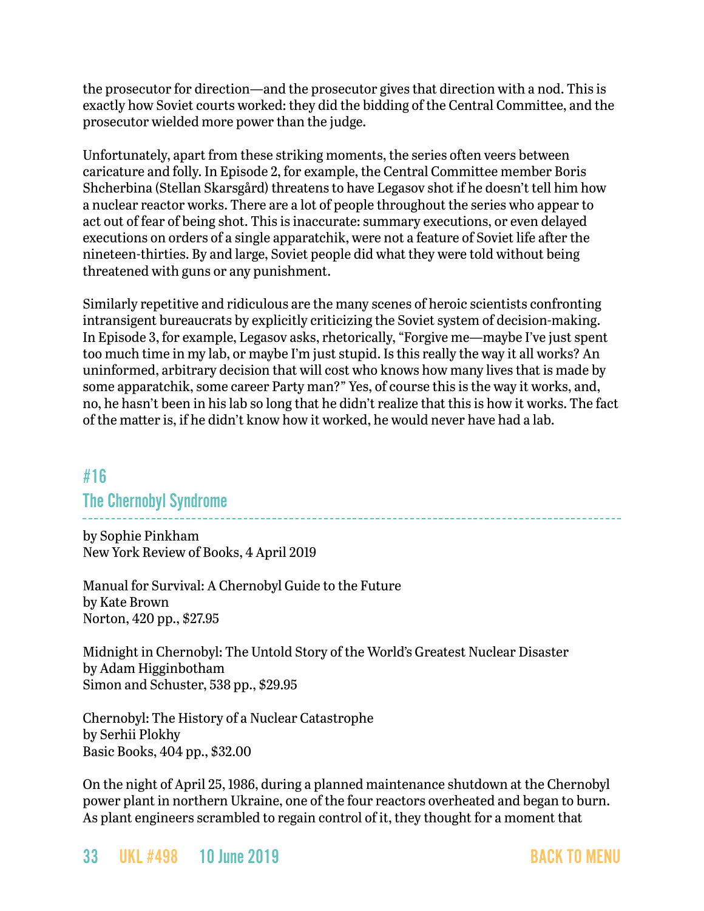the prosecutor for direction—and the prosecutor gives that direction with a nod. This is exactly how Soviet courts worked: they did the bidding of the Central Committee, and the prosecutor wielded more power than the judge.

Unfortunately, apart from these striking moments, the series often veers between caricature and folly. In Episode 2, for example, the Central Committee member Boris Shcherbina (Stellan Skarsgård) threatens to have Legasov shot if he doesn't tell him how a nuclear reactor works. There are a lot of people throughout the series who appear to act out of fear of being shot. This is inaccurate: summary executions, or even delayed executions on orders of a single apparatchik, were not a feature of Soviet life after the nineteen-thirties. By and large, Soviet people did what they were told without being threatened with guns or any punishment.

Similarly repetitive and ridiculous are the many scenes of heroic scientists confronting intransigent bureaucrats by explicitly criticizing the Soviet system of decision-making. In Episode 3, for example, Legasov asks, rhetorically, "Forgive me—maybe I've just spent too much time in my lab, or maybe I'm just stupid. Is this really the way it all works? An uninformed, arbitrary decision that will cost who knows how many lives that is made by some apparatchik, some career Party man?" Yes, of course this is the way it works, and, no, he hasn't been in his lab so long that he didn't realize that this is how it works. The fact of the matter is, if he didn't know how it worked, he would never have had a lab.

## #16
## The Chernobyl Syndrome

by Sophie Pinkham
New York Review of Books, 4 April 2019

Manual for Survival: A Chernobyl Guide to the Future
by Kate Brown
Norton, 420 pp., $27.95

Midnight in Chernobyl: The Untold Story of the World's Greatest Nuclear Disaster
by Adam Higginbotham
Simon and Schuster, 538 pp., $29.95

Chernobyl: The History of a Nuclear Catastrophe
by Serhii Plokhy
Basic Books, 404 pp., $32.00

On the night of April 25, 1986, during a planned maintenance shutdown at the Chernobyl power plant in northern Ukraine, one of the four reactors overheated and began to burn. As plant engineers scrambled to regain control of it, they thought for a moment that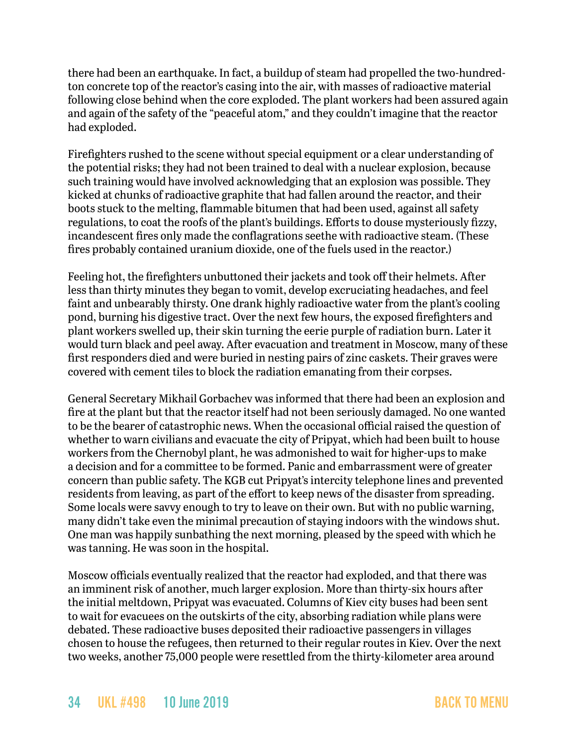there had been an earthquake. In fact, a buildup of steam had propelled the two-hundred-ton concrete top of the reactor's casing into the air, with masses of radioactive material following close behind when the core exploded. The plant workers had been assured again and again of the safety of the "peaceful atom," and they couldn't imagine that the reactor had exploded.

Firefighters rushed to the scene without special equipment or a clear understanding of the potential risks; they had not been trained to deal with a nuclear explosion, because such training would have involved acknowledging that an explosion was possible. They kicked at chunks of radioactive graphite that had fallen around the reactor, and their boots stuck to the melting, flammable bitumen that had been used, against all safety regulations, to coat the roofs of the plant's buildings. Efforts to douse mysteriously fizzy, incandescent fires only made the conflagrations seethe with radioactive steam. (These fires probably contained uranium dioxide, one of the fuels used in the reactor.)

Feeling hot, the firefighters unbuttoned their jackets and took off their helmets. After less than thirty minutes they began to vomit, develop excruciating headaches, and feel faint and unbearably thirsty. One drank highly radioactive water from the plant's cooling pond, burning his digestive tract. Over the next few hours, the exposed firefighters and plant workers swelled up, their skin turning the eerie purple of radiation burn. Later it would turn black and peel away. After evacuation and treatment in Moscow, many of these first responders died and were buried in nesting pairs of zinc caskets. Their graves were covered with cement tiles to block the radiation emanating from their corpses.

General Secretary Mikhail Gorbachev was informed that there had been an explosion and fire at the plant but that the reactor itself had not been seriously damaged. No one wanted to be the bearer of catastrophic news. When the occasional official raised the question of whether to warn civilians and evacuate the city of Pripyat, which had been built to house workers from the Chernobyl plant, he was admonished to wait for higher-ups to make a decision and for a committee to be formed. Panic and embarrassment were of greater concern than public safety. The KGB cut Pripyat's intercity telephone lines and prevented residents from leaving, as part of the effort to keep news of the disaster from spreading. Some locals were savvy enough to try to leave on their own. But with no public warning, many didn't take even the minimal precaution of staying indoors with the windows shut. One man was happily sunbathing the next morning, pleased by the speed with which he was tanning. He was soon in the hospital.

Moscow officials eventually realized that the reactor had exploded, and that there was an imminent risk of another, much larger explosion. More than thirty-six hours after the initial meltdown, Pripyat was evacuated. Columns of Kiev city buses had been sent to wait for evacuees on the outskirts of the city, absorbing radiation while plans were debated. These radioactive buses deposited their radioactive passengers in villages chosen to house the refugees, then returned to their regular routes in Kiev. Over the next two weeks, another 75,000 people were resettled from the thirty-kilometer area around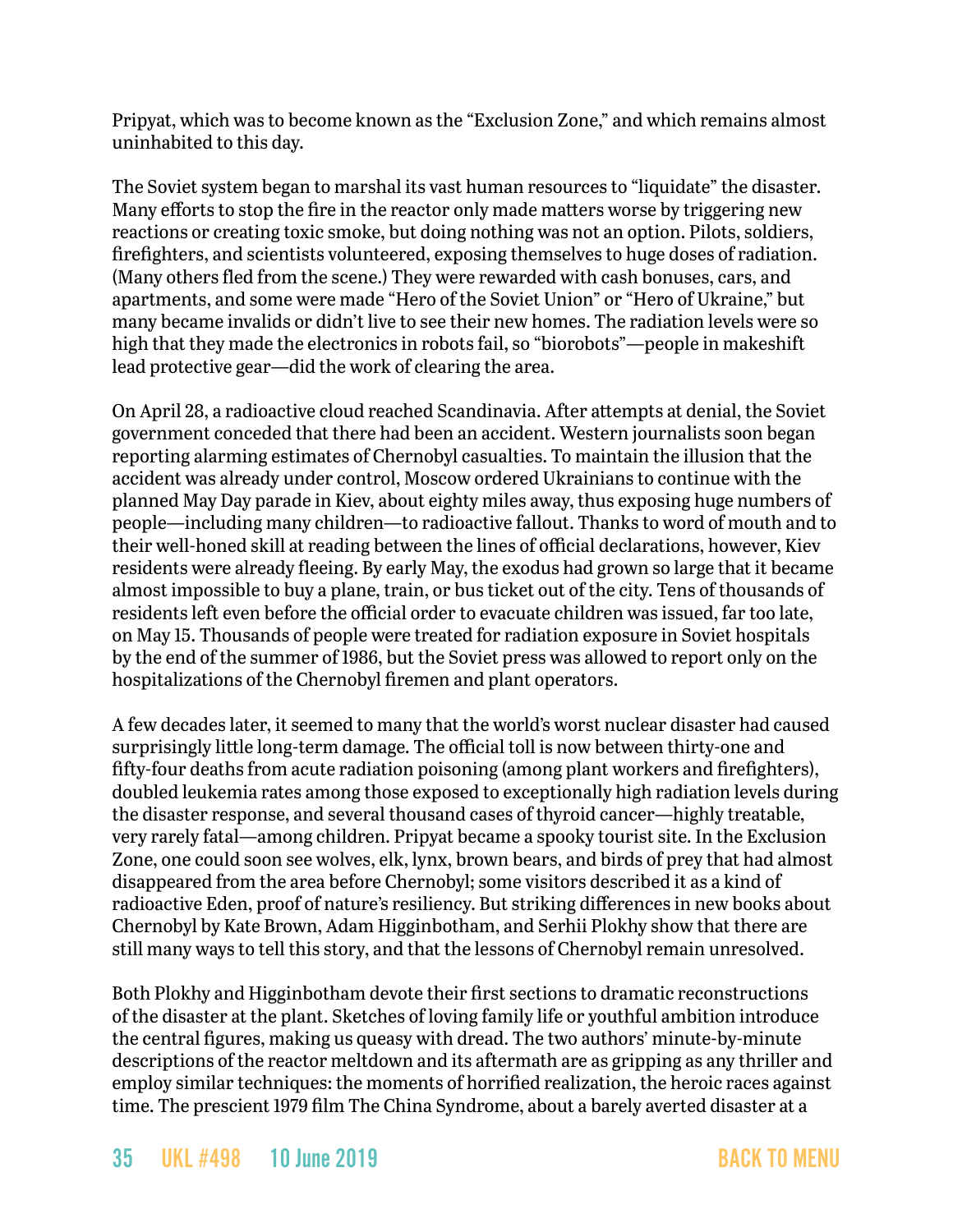Pripyat, which was to become known as the "Exclusion Zone," and which remains almost uninhabited to this day.

The Soviet system began to marshal its vast human resources to "liquidate" the disaster. Many efforts to stop the fire in the reactor only made matters worse by triggering new reactions or creating toxic smoke, but doing nothing was not an option. Pilots, soldiers, firefighters, and scientists volunteered, exposing themselves to huge doses of radiation. (Many others fled from the scene.) They were rewarded with cash bonuses, cars, and apartments, and some were made "Hero of the Soviet Union" or "Hero of Ukraine," but many became invalids or didn't live to see their new homes. The radiation levels were so high that they made the electronics in robots fail, so "biorobots"—people in makeshift lead protective gear—did the work of clearing the area.

On April 28, a radioactive cloud reached Scandinavia. After attempts at denial, the Soviet government conceded that there had been an accident. Western journalists soon began reporting alarming estimates of Chernobyl casualties. To maintain the illusion that the accident was already under control, Moscow ordered Ukrainians to continue with the planned May Day parade in Kiev, about eighty miles away, thus exposing huge numbers of people—including many children—to radioactive fallout. Thanks to word of mouth and to their well-honed skill at reading between the lines of official declarations, however, Kiev residents were already fleeing. By early May, the exodus had grown so large that it became almost impossible to buy a plane, train, or bus ticket out of the city. Tens of thousands of residents left even before the official order to evacuate children was issued, far too late, on May 15. Thousands of people were treated for radiation exposure in Soviet hospitals by the end of the summer of 1986, but the Soviet press was allowed to report only on the hospitalizations of the Chernobyl firemen and plant operators.

A few decades later, it seemed to many that the world's worst nuclear disaster had caused surprisingly little long-term damage. The official toll is now between thirty-one and fifty-four deaths from acute radiation poisoning (among plant workers and firefighters), doubled leukemia rates among those exposed to exceptionally high radiation levels during the disaster response, and several thousand cases of thyroid cancer—highly treatable, very rarely fatal—among children. Pripyat became a spooky tourist site. In the Exclusion Zone, one could soon see wolves, elk, lynx, brown bears, and birds of prey that had almost disappeared from the area before Chernobyl; some visitors described it as a kind of radioactive Eden, proof of nature's resiliency. But striking differences in new books about Chernobyl by Kate Brown, Adam Higginbotham, and Serhii Plokhy show that there are still many ways to tell this story, and that the lessons of Chernobyl remain unresolved.

Both Plokhy and Higginbotham devote their first sections to dramatic reconstructions of the disaster at the plant. Sketches of loving family life or youthful ambition introduce the central figures, making us queasy with dread. The two authors' minute-by-minute descriptions of the reactor meltdown and its aftermath are as gripping as any thriller and employ similar techniques: the moments of horrified realization, the heroic races against time. The prescient 1979 film The China Syndrome, about a barely averted disaster at a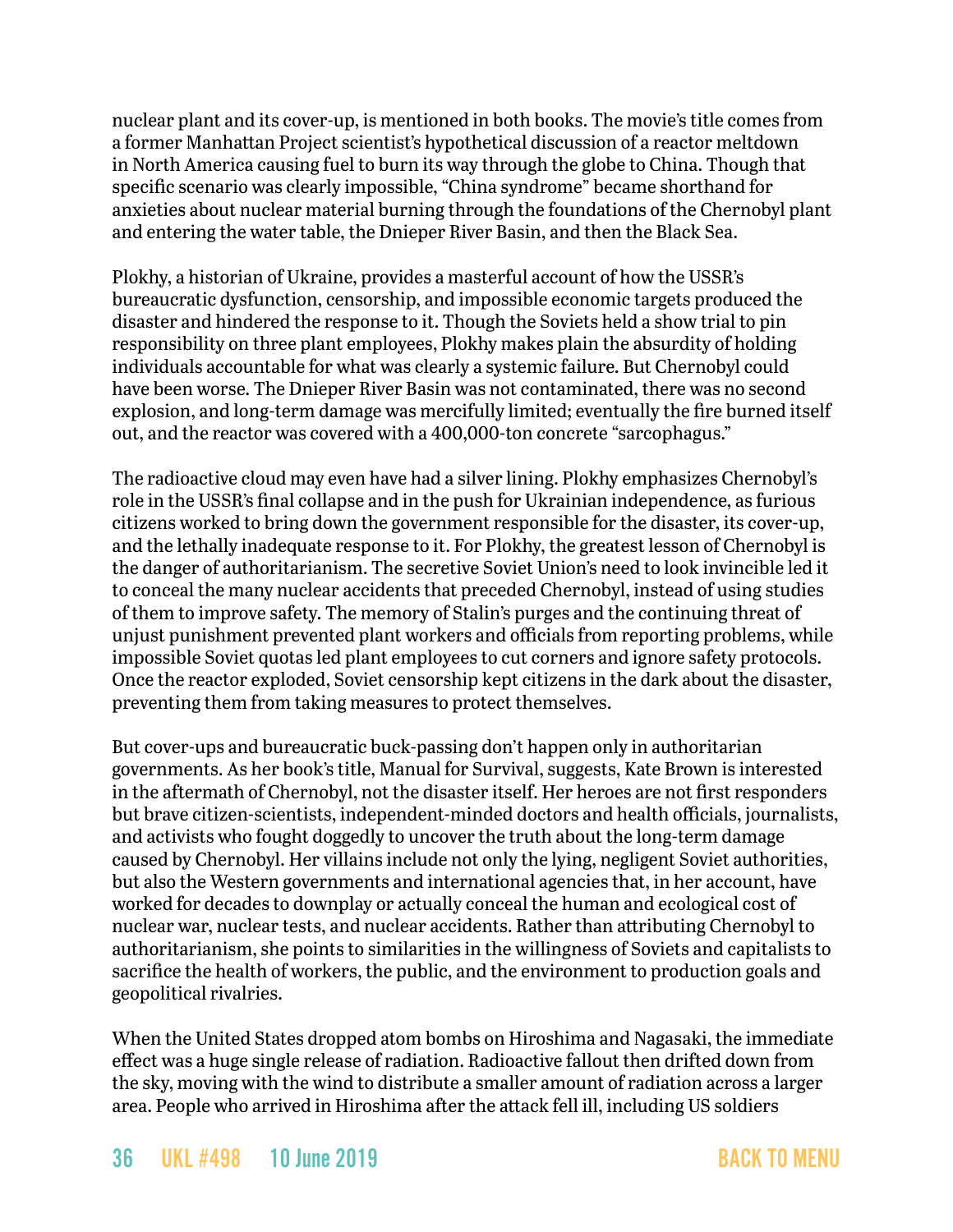nuclear plant and its cover-up, is mentioned in both books. The movie's title comes from a former Manhattan Project scientist's hypothetical discussion of a reactor meltdown in North America causing fuel to burn its way through the globe to China. Though that specific scenario was clearly impossible, "China syndrome" became shorthand for anxieties about nuclear material burning through the foundations of the Chernobyl plant and entering the water table, the Dnieper River Basin, and then the Black Sea.

Plokhy, a historian of Ukraine, provides a masterful account of how the USSR's bureaucratic dysfunction, censorship, and impossible economic targets produced the disaster and hindered the response to it. Though the Soviets held a show trial to pin responsibility on three plant employees, Plokhy makes plain the absurdity of holding individuals accountable for what was clearly a systemic failure. But Chernobyl could have been worse. The Dnieper River Basin was not contaminated, there was no second explosion, and long-term damage was mercifully limited; eventually the fire burned itself out, and the reactor was covered with a 400,000-ton concrete "sarcophagus."

The radioactive cloud may even have had a silver lining. Plokhy emphasizes Chernobyl's role in the USSR's final collapse and in the push for Ukrainian independence, as furious citizens worked to bring down the government responsible for the disaster, its cover-up, and the lethally inadequate response to it. For Plokhy, the greatest lesson of Chernobyl is the danger of authoritarianism. The secretive Soviet Union's need to look invincible led it to conceal the many nuclear accidents that preceded Chernobyl, instead of using studies of them to improve safety. The memory of Stalin's purges and the continuing threat of unjust punishment prevented plant workers and officials from reporting problems, while impossible Soviet quotas led plant employees to cut corners and ignore safety protocols. Once the reactor exploded, Soviet censorship kept citizens in the dark about the disaster, preventing them from taking measures to protect themselves.

But cover-ups and bureaucratic buck-passing don't happen only in authoritarian governments. As her book's title, Manual for Survival, suggests, Kate Brown is interested in the aftermath of Chernobyl, not the disaster itself. Her heroes are not first responders but brave citizen-scientists, independent-minded doctors and health officials, journalists, and activists who fought doggedly to uncover the truth about the long-term damage caused by Chernobyl. Her villains include not only the lying, negligent Soviet authorities, but also the Western governments and international agencies that, in her account, have worked for decades to downplay or actually conceal the human and ecological cost of nuclear war, nuclear tests, and nuclear accidents. Rather than attributing Chernobyl to authoritarianism, she points to similarities in the willingness of Soviets and capitalists to sacrifice the health of workers, the public, and the environment to production goals and geopolitical rivalries.

When the United States dropped atom bombs on Hiroshima and Nagasaki, the immediate effect was a huge single release of radiation. Radioactive fallout then drifted down from the sky, moving with the wind to distribute a smaller amount of radiation across a larger area. People who arrived in Hiroshima after the attack fell ill, including US soldiers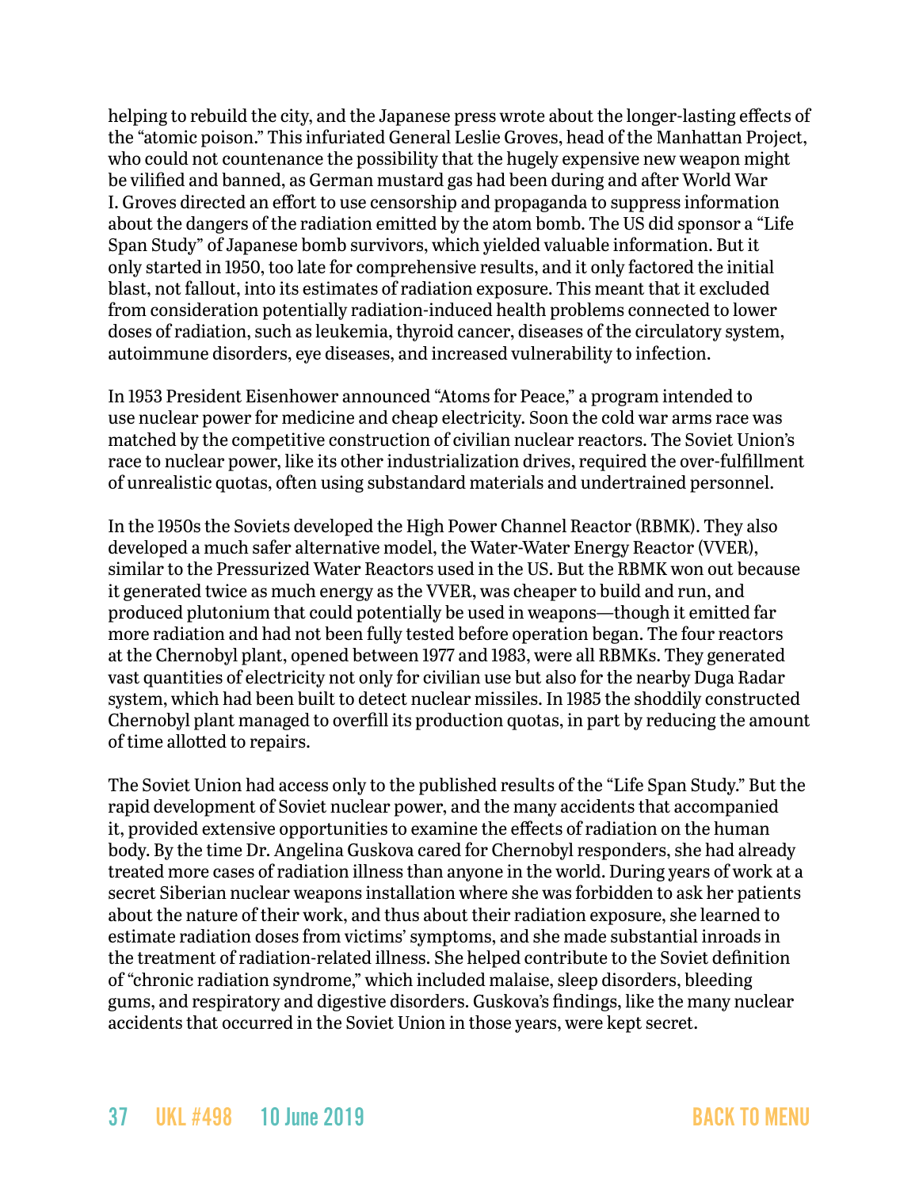helping to rebuild the city, and the Japanese press wrote about the longer-lasting effects of the "atomic poison." This infuriated General Leslie Groves, head of the Manhattan Project, who could not countenance the possibility that the hugely expensive new weapon might be vilified and banned, as German mustard gas had been during and after World War I. Groves directed an effort to use censorship and propaganda to suppress information about the dangers of the radiation emitted by the atom bomb. The US did sponsor a "Life Span Study" of Japanese bomb survivors, which yielded valuable information. But it only started in 1950, too late for comprehensive results, and it only factored the initial blast, not fallout, into its estimates of radiation exposure. This meant that it excluded from consideration potentially radiation-induced health problems connected to lower doses of radiation, such as leukemia, thyroid cancer, diseases of the circulatory system, autoimmune disorders, eye diseases, and increased vulnerability to infection.

In 1953 President Eisenhower announced "Atoms for Peace," a program intended to use nuclear power for medicine and cheap electricity. Soon the cold war arms race was matched by the competitive construction of civilian nuclear reactors. The Soviet Union's race to nuclear power, like its other industrialization drives, required the over-fulfillment of unrealistic quotas, often using substandard materials and undertrained personnel.

In the 1950s the Soviets developed the High Power Channel Reactor (RBMK). They also developed a much safer alternative model, the Water-Water Energy Reactor (VVER), similar to the Pressurized Water Reactors used in the US. But the RBMK won out because it generated twice as much energy as the VVER, was cheaper to build and run, and produced plutonium that could potentially be used in weapons—though it emitted far more radiation and had not been fully tested before operation began. The four reactors at the Chernobyl plant, opened between 1977 and 1983, were all RBMKs. They generated vast quantities of electricity not only for civilian use but also for the nearby Duga Radar system, which had been built to detect nuclear missiles. In 1985 the shoddily constructed Chernobyl plant managed to overfill its production quotas, in part by reducing the amount of time allotted to repairs.

The Soviet Union had access only to the published results of the "Life Span Study." But the rapid development of Soviet nuclear power, and the many accidents that accompanied it, provided extensive opportunities to examine the effects of radiation on the human body. By the time Dr. Angelina Guskova cared for Chernobyl responders, she had already treated more cases of radiation illness than anyone in the world. During years of work at a secret Siberian nuclear weapons installation where she was forbidden to ask her patients about the nature of their work, and thus about their radiation exposure, she learned to estimate radiation doses from victims' symptoms, and she made substantial inroads in the treatment of radiation-related illness. She helped contribute to the Soviet definition of "chronic radiation syndrome," which included malaise, sleep disorders, bleeding gums, and respiratory and digestive disorders. Guskova's findings, like the many nuclear accidents that occurred in the Soviet Union in those years, were kept secret.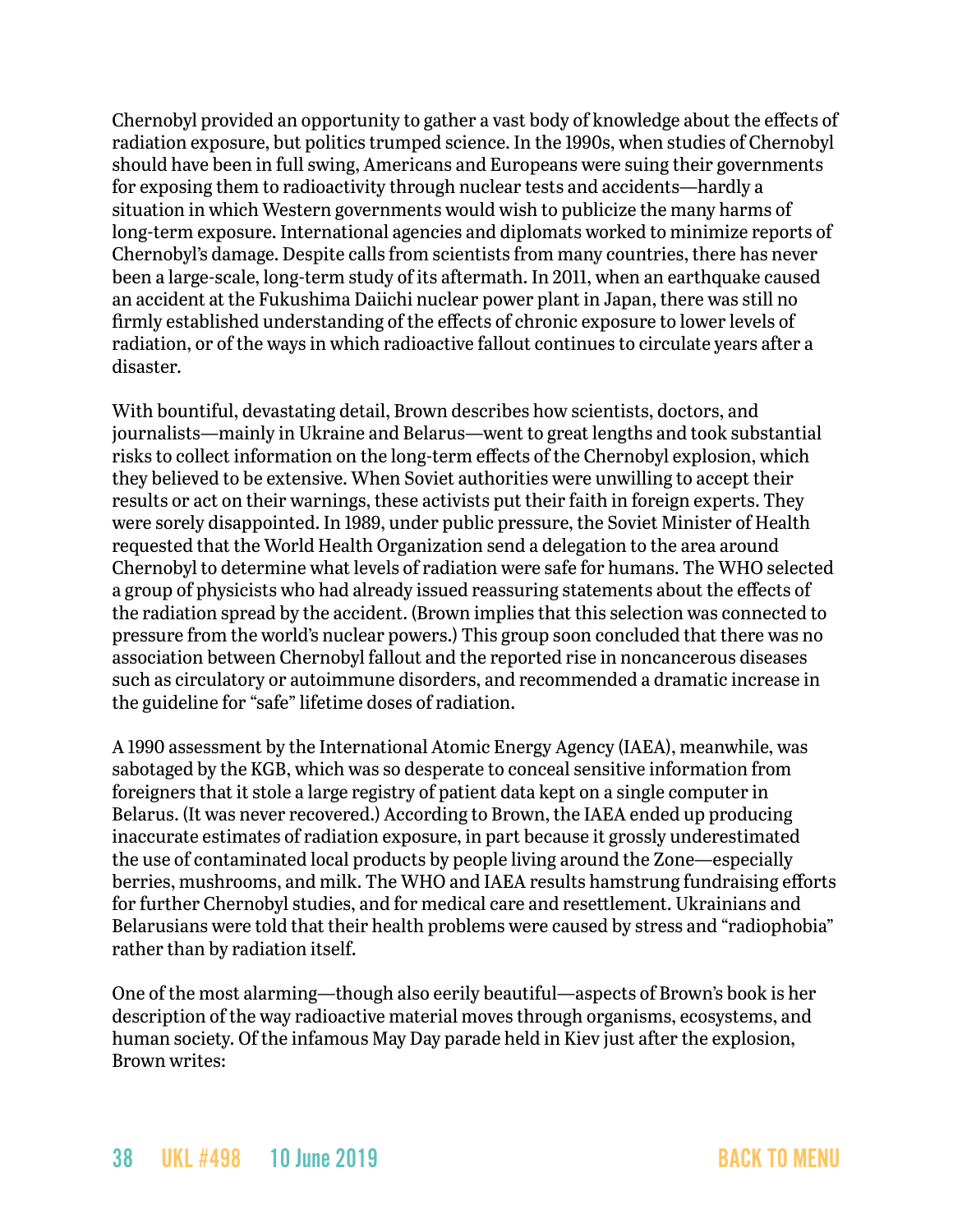Chernobyl provided an opportunity to gather a vast body of knowledge about the effects of radiation exposure, but politics trumped science. In the 1990s, when studies of Chernobyl should have been in full swing, Americans and Europeans were suing their governments for exposing them to radioactivity through nuclear tests and accidents—hardly a situation in which Western governments would wish to publicize the many harms of long-term exposure. International agencies and diplomats worked to minimize reports of Chernobyl's damage. Despite calls from scientists from many countries, there has never been a large-scale, long-term study of its aftermath. In 2011, when an earthquake caused an accident at the Fukushima Daiichi nuclear power plant in Japan, there was still no firmly established understanding of the effects of chronic exposure to lower levels of radiation, or of the ways in which radioactive fallout continues to circulate years after a disaster.

With bountiful, devastating detail, Brown describes how scientists, doctors, and journalists—mainly in Ukraine and Belarus—went to great lengths and took substantial risks to collect information on the long-term effects of the Chernobyl explosion, which they believed to be extensive. When Soviet authorities were unwilling to accept their results or act on their warnings, these activists put their faith in foreign experts. They were sorely disappointed. In 1989, under public pressure, the Soviet Minister of Health requested that the World Health Organization send a delegation to the area around Chernobyl to determine what levels of radiation were safe for humans. The WHO selected a group of physicists who had already issued reassuring statements about the effects of the radiation spread by the accident. (Brown implies that this selection was connected to pressure from the world's nuclear powers.) This group soon concluded that there was no association between Chernobyl fallout and the reported rise in noncancerous diseases such as circulatory or autoimmune disorders, and recommended a dramatic increase in the guideline for "safe" lifetime doses of radiation.

A 1990 assessment by the International Atomic Energy Agency (IAEA), meanwhile, was sabotaged by the KGB, which was so desperate to conceal sensitive information from foreigners that it stole a large registry of patient data kept on a single computer in Belarus. (It was never recovered.) According to Brown, the IAEA ended up producing inaccurate estimates of radiation exposure, in part because it grossly underestimated the use of contaminated local products by people living around the Zone—especially berries, mushrooms, and milk. The WHO and IAEA results hamstrung fundraising efforts for further Chernobyl studies, and for medical care and resettlement. Ukrainians and Belarusians were told that their health problems were caused by stress and "radiophobia" rather than by radiation itself.

One of the most alarming—though also eerily beautiful—aspects of Brown's book is her description of the way radioactive material moves through organisms, ecosystems, and human society. Of the infamous May Day parade held in Kiev just after the explosion, Brown writes: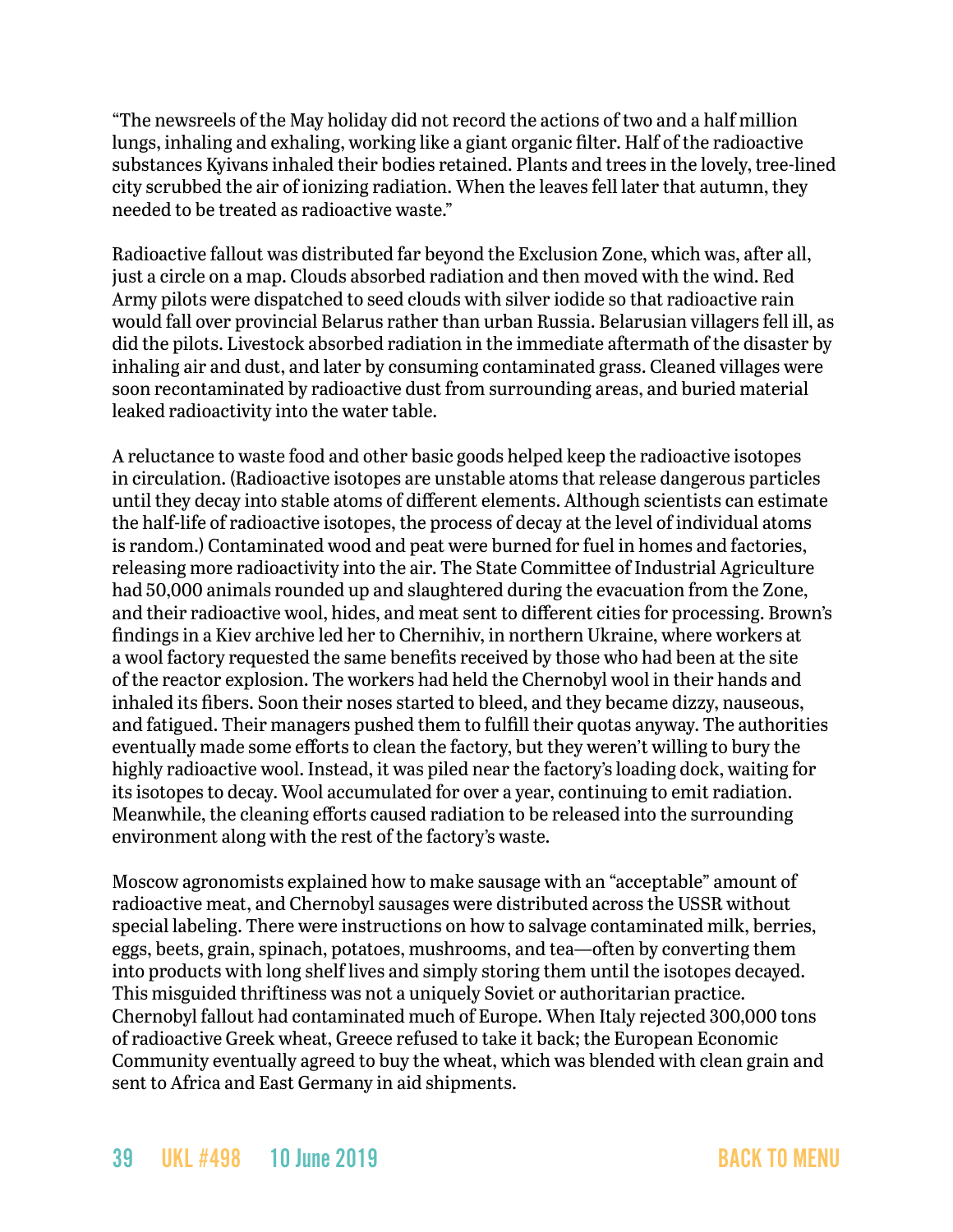"The newsreels of the May holiday did not record the actions of two and a half million lungs, inhaling and exhaling, working like a giant organic filter. Half of the radioactive substances Kyivans inhaled their bodies retained. Plants and trees in the lovely, tree-lined city scrubbed the air of ionizing radiation. When the leaves fell later that autumn, they needed to be treated as radioactive waste."

Radioactive fallout was distributed far beyond the Exclusion Zone, which was, after all, just a circle on a map. Clouds absorbed radiation and then moved with the wind. Red Army pilots were dispatched to seed clouds with silver iodide so that radioactive rain would fall over provincial Belarus rather than urban Russia. Belarusian villagers fell ill, as did the pilots. Livestock absorbed radiation in the immediate aftermath of the disaster by inhaling air and dust, and later by consuming contaminated grass. Cleaned villages were soon recontaminated by radioactive dust from surrounding areas, and buried material leaked radioactivity into the water table.

A reluctance to waste food and other basic goods helped keep the radioactive isotopes in circulation. (Radioactive isotopes are unstable atoms that release dangerous particles until they decay into stable atoms of different elements. Although scientists can estimate the half-life of radioactive isotopes, the process of decay at the level of individual atoms is random.) Contaminated wood and peat were burned for fuel in homes and factories, releasing more radioactivity into the air. The State Committee of Industrial Agriculture had 50,000 animals rounded up and slaughtered during the evacuation from the Zone, and their radioactive wool, hides, and meat sent to different cities for processing. Brown's findings in a Kiev archive led her to Chernihiv, in northern Ukraine, where workers at a wool factory requested the same benefits received by those who had been at the site of the reactor explosion. The workers had held the Chernobyl wool in their hands and inhaled its fibers. Soon their noses started to bleed, and they became dizzy, nauseous, and fatigued. Their managers pushed them to fulfill their quotas anyway. The authorities eventually made some efforts to clean the factory, but they weren't willing to bury the highly radioactive wool. Instead, it was piled near the factory's loading dock, waiting for its isotopes to decay. Wool accumulated for over a year, continuing to emit radiation. Meanwhile, the cleaning efforts caused radiation to be released into the surrounding environment along with the rest of the factory's waste.

Moscow agronomists explained how to make sausage with an "acceptable" amount of radioactive meat, and Chernobyl sausages were distributed across the USSR without special labeling. There were instructions on how to salvage contaminated milk, berries, eggs, beets, grain, spinach, potatoes, mushrooms, and tea—often by converting them into products with long shelf lives and simply storing them until the isotopes decayed. This misguided thriftiness was not a uniquely Soviet or authoritarian practice. Chernobyl fallout had contaminated much of Europe. When Italy rejected 300,000 tons of radioactive Greek wheat, Greece refused to take it back; the European Economic Community eventually agreed to buy the wheat, which was blended with clean grain and sent to Africa and East Germany in aid shipments.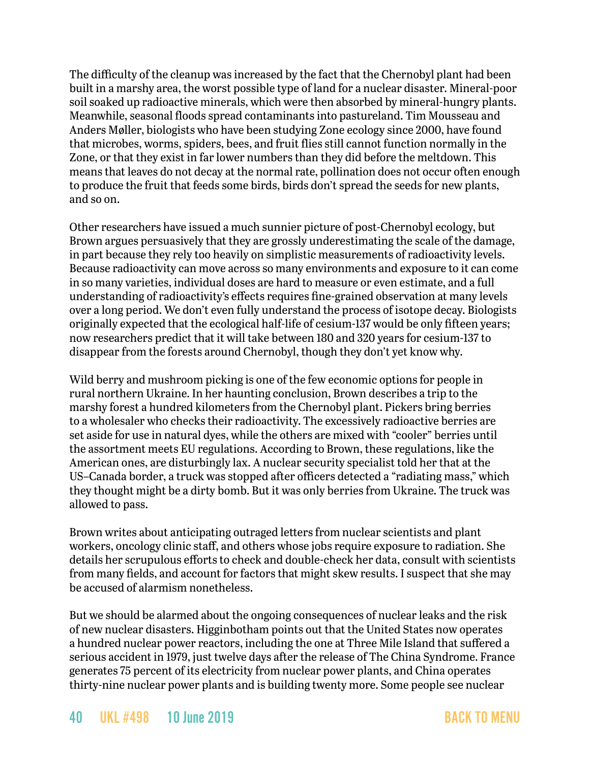The difficulty of the cleanup was increased by the fact that the Chernobyl plant had been built in a marshy area, the worst possible type of land for a nuclear disaster. Mineral-poor soil soaked up radioactive minerals, which were then absorbed by mineral-hungry plants. Meanwhile, seasonal floods spread contaminants into pastureland. Tim Mousseau and Anders Møller, biologists who have been studying Zone ecology since 2000, have found that microbes, worms, spiders, bees, and fruit flies still cannot function normally in the Zone, or that they exist in far lower numbers than they did before the meltdown. This means that leaves do not decay at the normal rate, pollination does not occur often enough to produce the fruit that feeds some birds, birds don't spread the seeds for new plants, and so on.

Other researchers have issued a much sunnier picture of post-Chernobyl ecology, but Brown argues persuasively that they are grossly underestimating the scale of the damage, in part because they rely too heavily on simplistic measurements of radioactivity levels. Because radioactivity can move across so many environments and exposure to it can come in so many varieties, individual doses are hard to measure or even estimate, and a full understanding of radioactivity's effects requires fine-grained observation at many levels over a long period. We don't even fully understand the process of isotope decay. Biologists originally expected that the ecological half-life of cesium-137 would be only fifteen years; now researchers predict that it will take between 180 and 320 years for cesium-137 to disappear from the forests around Chernobyl, though they don't yet know why.

Wild berry and mushroom picking is one of the few economic options for people in rural northern Ukraine. In her haunting conclusion, Brown describes a trip to the marshy forest a hundred kilometers from the Chernobyl plant. Pickers bring berries to a wholesaler who checks their radioactivity. The excessively radioactive berries are set aside for use in natural dyes, while the others are mixed with "cooler" berries until the assortment meets EU regulations. According to Brown, these regulations, like the American ones, are disturbingly lax. A nuclear security specialist told her that at the US–Canada border, a truck was stopped after officers detected a "radiating mass," which they thought might be a dirty bomb. But it was only berries from Ukraine. The truck was allowed to pass.

Brown writes about anticipating outraged letters from nuclear scientists and plant workers, oncology clinic staff, and others whose jobs require exposure to radiation. She details her scrupulous efforts to check and double-check her data, consult with scientists from many fields, and account for factors that might skew results. I suspect that she may be accused of alarmism nonetheless.

But we should be alarmed about the ongoing consequences of nuclear leaks and the risk of new nuclear disasters. Higginbotham points out that the United States now operates a hundred nuclear power reactors, including the one at Three Mile Island that suffered a serious accident in 1979, just twelve days after the release of The China Syndrome. France generates 75 percent of its electricity from nuclear power plants, and China operates thirty-nine nuclear power plants and is building twenty more. Some people see nuclear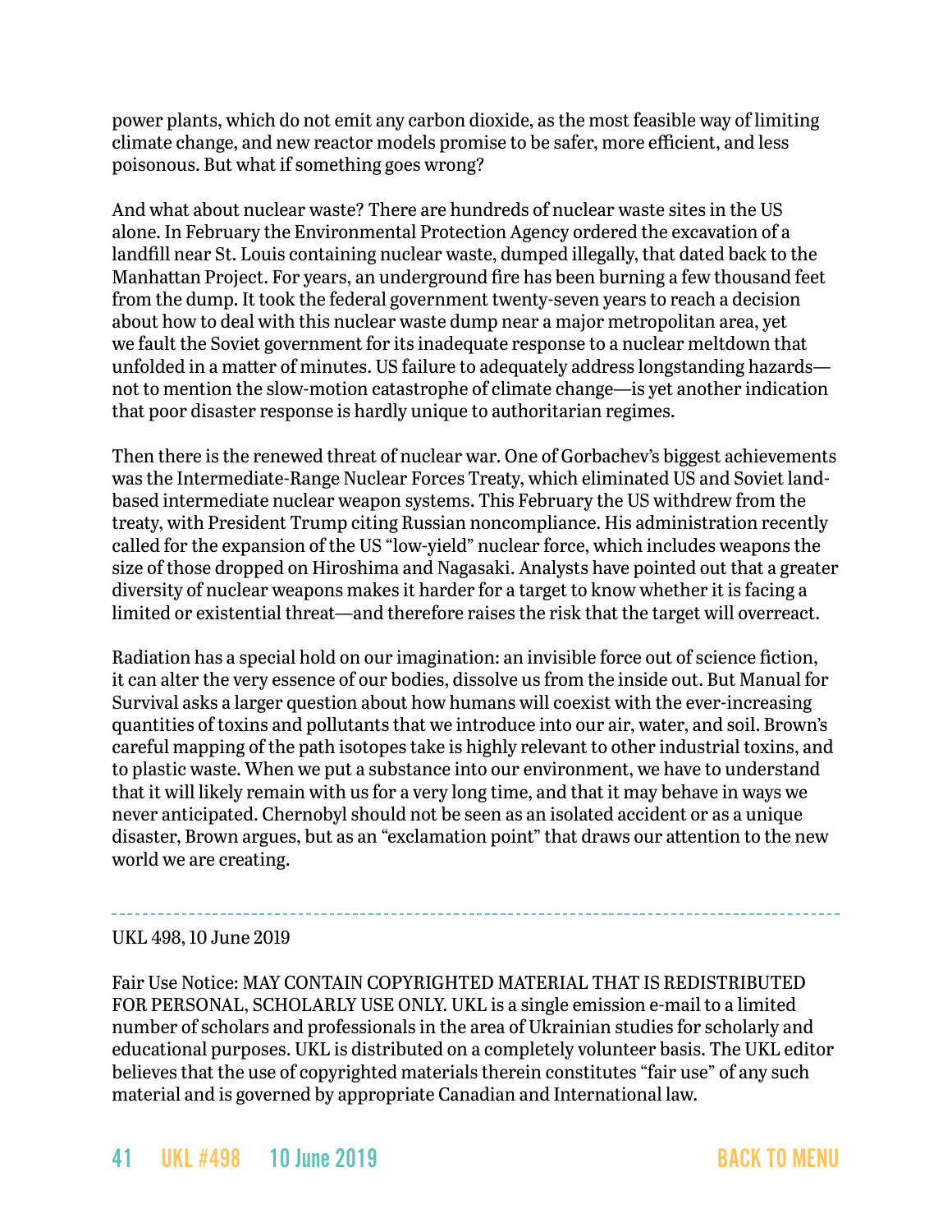power plants, which do not emit any carbon dioxide, as the most feasible way of limiting climate change, and new reactor models promise to be safer, more efficient, and less poisonous. But what if something goes wrong?

And what about nuclear waste? There are hundreds of nuclear waste sites in the US alone. In February the Environmental Protection Agency ordered the excavation of a landfill near St. Louis containing nuclear waste, dumped illegally, that dated back to the Manhattan Project. For years, an underground fire has been burning a few thousand feet from the dump. It took the federal government twenty-seven years to reach a decision about how to deal with this nuclear waste dump near a major metropolitan area, yet we fault the Soviet government for its inadequate response to a nuclear meltdown that unfolded in a matter of minutes. US failure to adequately address longstanding hazards—not to mention the slow-motion catastrophe of climate change—is yet another indication that poor disaster response is hardly unique to authoritarian regimes.

Then there is the renewed threat of nuclear war. One of Gorbachev's biggest achievements was the Intermediate-Range Nuclear Forces Treaty, which eliminated US and Soviet land-based intermediate nuclear weapon systems. This February the US withdrew from the treaty, with President Trump citing Russian noncompliance. His administration recently called for the expansion of the US "low-yield" nuclear force, which includes weapons the size of those dropped on Hiroshima and Nagasaki. Analysts have pointed out that a greater diversity of nuclear weapons makes it harder for a target to know whether it is facing a limited or existential threat—and therefore raises the risk that the target will overreact.

Radiation has a special hold on our imagination: an invisible force out of science fiction, it can alter the very essence of our bodies, dissolve us from the inside out. But Manual for Survival asks a larger question about how humans will coexist with the ever-increasing quantities of toxins and pollutants that we introduce into our air, water, and soil. Brown's careful mapping of the path isotopes take is highly relevant to other industrial toxins, and to plastic waste. When we put a substance into our environment, we have to understand that it will likely remain with us for a very long time, and that it may behave in ways we never anticipated. Chernobyl should not be seen as an isolated accident or as a unique disaster, Brown argues, but as an "exclamation point" that draws our attention to the new world we are creating.

---

UKL 498, 10 June 2019

Fair Use Notice: MAY CONTAIN COPYRIGHTED MATERIAL THAT IS REDISTRIBUTED FOR PERSONAL, SCHOLARLY USE ONLY. UKL is a single emission e-mail to a limited number of scholars and professionals in the area of Ukrainian studies for scholarly and educational purposes. UKL is distributed on a completely volunteer basis. The UKL editor believes that the use of copyrighted materials therein constitutes "fair use" of any such material and is governed by appropriate Canadian and International law.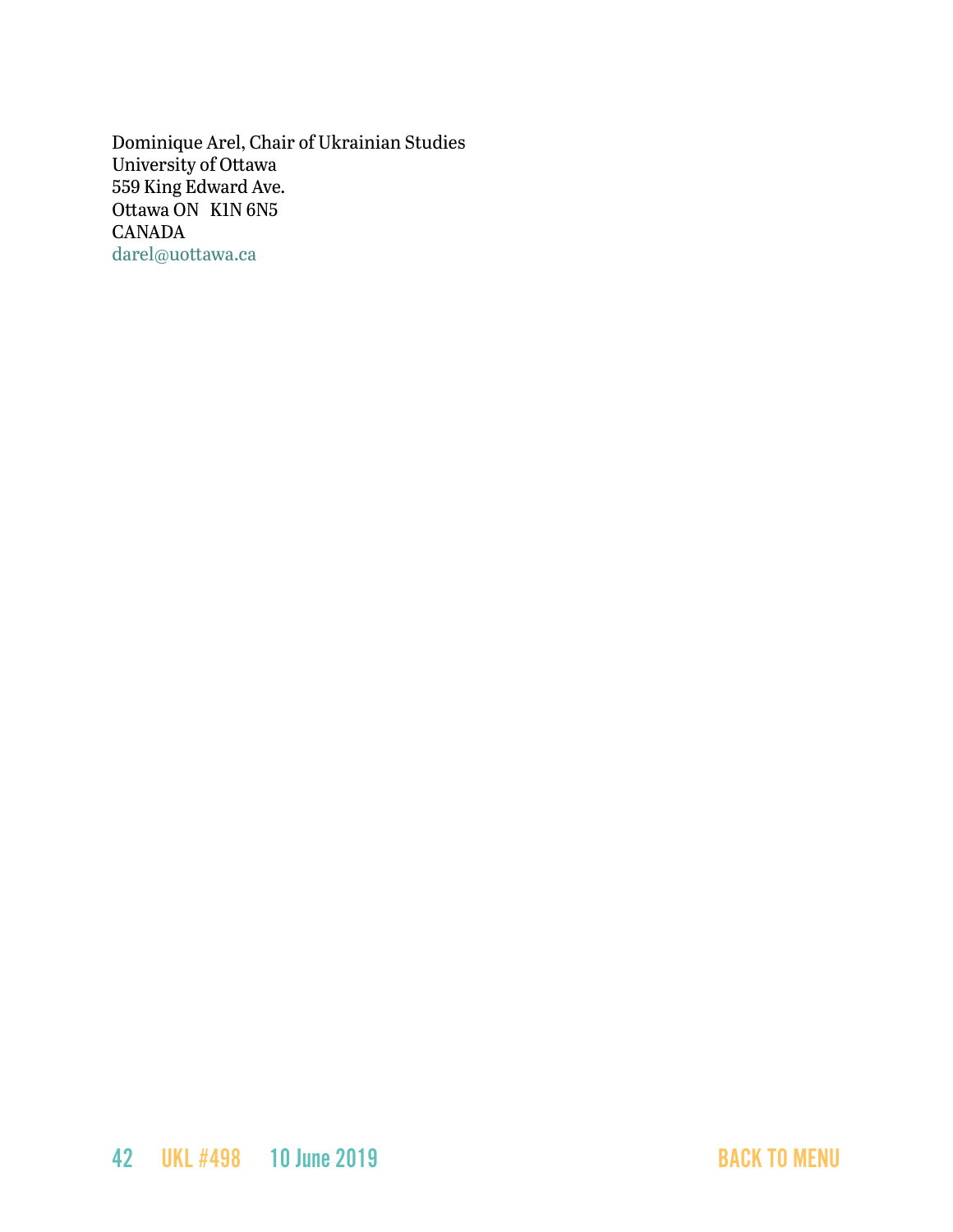Dominique Arel, Chair of Ukrainian Studies
University of Ottawa
559 King Edward Ave.
Ottawa ON K1N 6N5
CANADA
darel@uottawa.ca